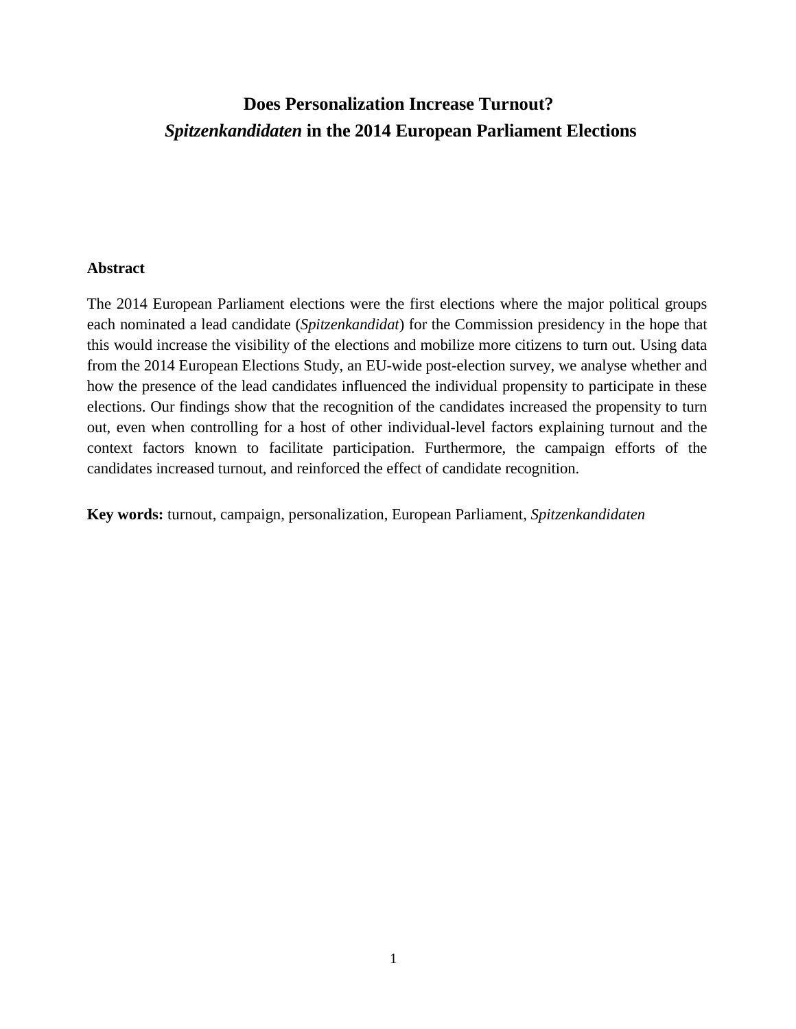# Does Personalization Increase Turnout?
# *Spitzenkandidaten* in the 2014 European Parliament Elections

**Abstract**

The 2014 European Parliament elections were the first elections where the major political groups each nominated a lead candidate (*Spitzenkandidat*) for the Commission presidency in the hope that this would increase the visibility of the elections and mobilize more citizens to turn out. Using data from the 2014 European Elections Study, an EU-wide post-election survey, we analyse whether and how the presence of the lead candidates influenced the individual propensity to participate in these elections. Our findings show that the recognition of the candidates increased the propensity to turn out, even when controlling for a host of other individual-level factors explaining turnout and the context factors known to facilitate participation. Furthermore, the campaign efforts of the candidates increased turnout, and reinforced the effect of candidate recognition.

**Key words:** turnout, campaign, personalization, European Parliament, *Spitzenkandidaten*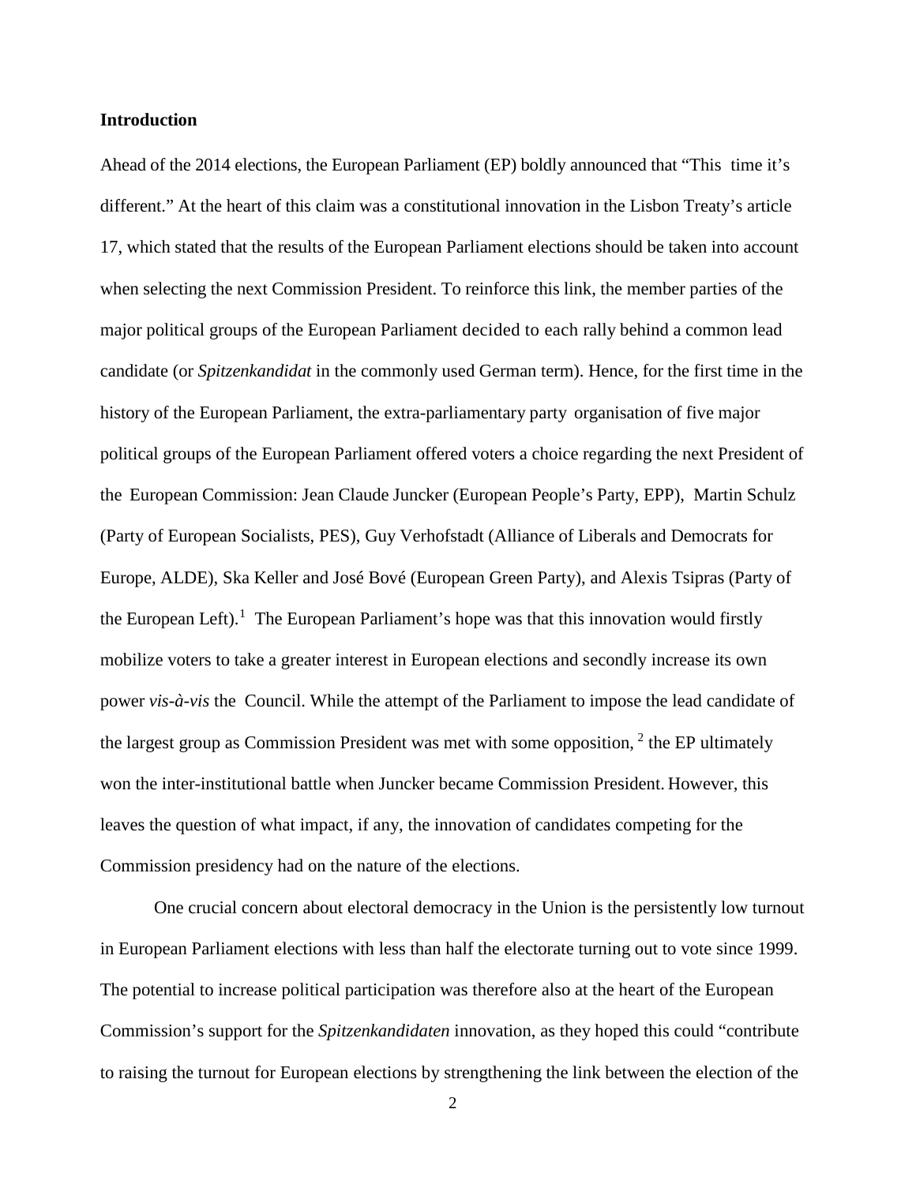**Introduction**

Ahead of the 2014 elections, the European Parliament (EP) boldly announced that "This time it's different." At the heart of this claim was a constitutional innovation in the Lisbon Treaty's article 17, which stated that the results of the European Parliament elections should be taken into account when selecting the next Commission President. To reinforce this link, the member parties of the major political groups of the European Parliament decided to each rally behind a common lead candidate (or *Spitzenkandidat* in the commonly used German term). Hence, for the first time in the history of the European Parliament, the extra-parliamentary party organisation of five major political groups of the European Parliament offered voters a choice regarding the next President of the European Commission: Jean Claude Juncker (European People's Party, EPP), Martin Schulz (Party of European Socialists, PES), Guy Verhofstadt (Alliance of Liberals and Democrats for Europe, ALDE), Ska Keller and José Bové (European Green Party), and Alexis Tsipras (Party of the European Left).[1] The European Parliament's hope was that this innovation would firstly mobilize voters to take a greater interest in European elections and secondly increase its own power *vis-à-vis* the Council. While the attempt of the Parliament to impose the lead candidate of the largest group as Commission President was met with some opposition,[2] the EP ultimately won the inter-institutional battle when Juncker became Commission President. However, this leaves the question of what impact, if any, the innovation of candidates competing for the Commission presidency had on the nature of the elections.

One crucial concern about electoral democracy in the Union is the persistently low turnout in European Parliament elections with less than half the electorate turning out to vote since 1999. The potential to increase political participation was therefore also at the heart of the European Commission's support for the *Spitzenkandidaten* innovation, as they hoped this could "contribute to raising the turnout for European elections by strengthening the link between the election of the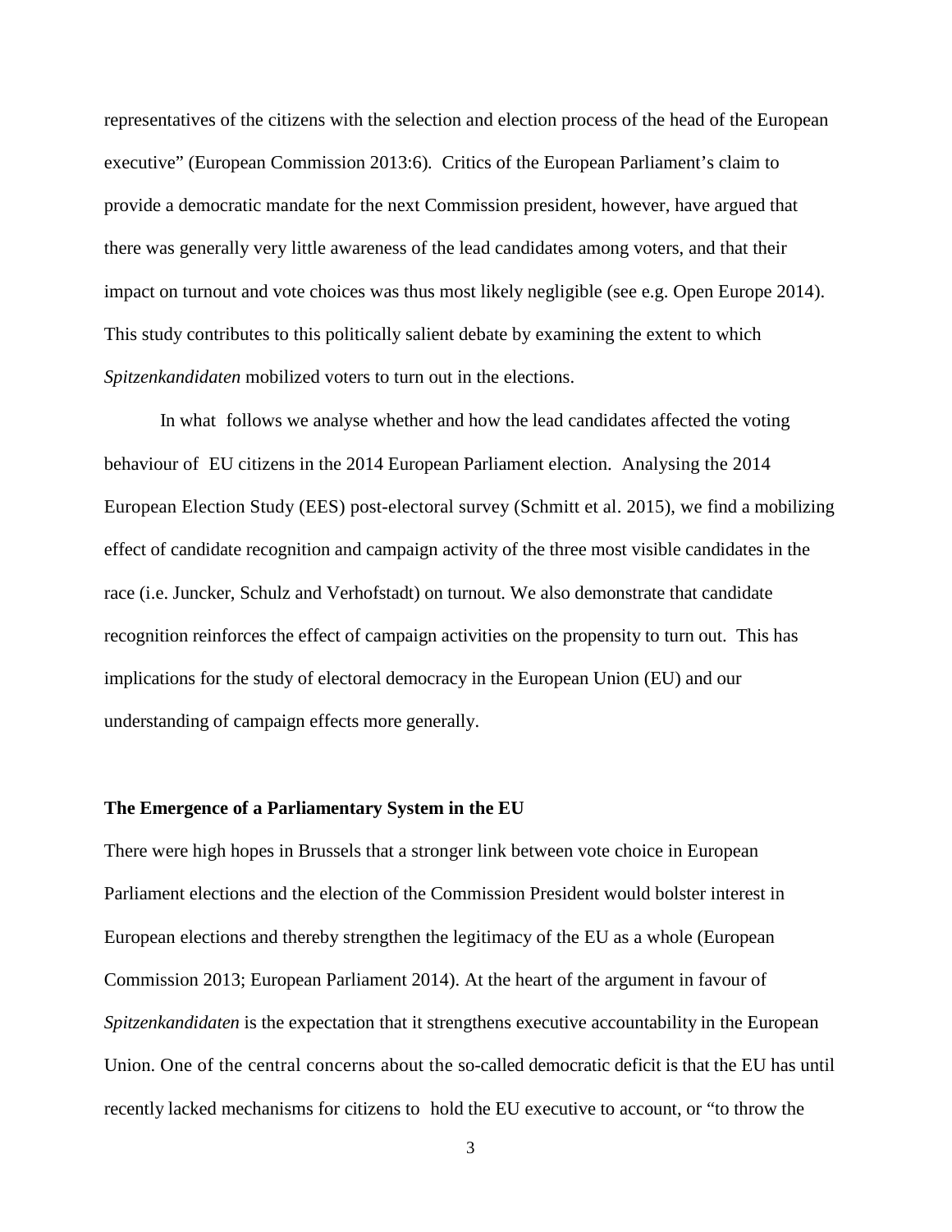representatives of the citizens with the selection and election process of the head of the European executive" (European Commission 2013:6). Critics of the European Parliament's claim to provide a democratic mandate for the next Commission president, however, have argued that there was generally very little awareness of the lead candidates among voters, and that their impact on turnout and vote choices was thus most likely negligible (see e.g. Open Europe 2014). This study contributes to this politically salient debate by examining the extent to which *Spitzenkandidaten* mobilized voters to turn out in the elections.

In what follows we analyse whether and how the lead candidates affected the voting behaviour of EU citizens in the 2014 European Parliament election. Analysing the 2014 European Election Study (EES) post-electoral survey (Schmitt et al. 2015), we find a mobilizing effect of candidate recognition and campaign activity of the three most visible candidates in the race (i.e. Juncker, Schulz and Verhofstadt) on turnout. We also demonstrate that candidate recognition reinforces the effect of campaign activities on the propensity to turn out. This has implications for the study of electoral democracy in the European Union (EU) and our understanding of campaign effects more generally.

## The Emergence of a Parliamentary System in the EU

There were high hopes in Brussels that a stronger link between vote choice in European Parliament elections and the election of the Commission President would bolster interest in European elections and thereby strengthen the legitimacy of the EU as a whole (European Commission 2013; European Parliament 2014). At the heart of the argument in favour of *Spitzenkandidaten* is the expectation that it strengthens executive accountability in the European Union. One of the central concerns about the so-called democratic deficit is that the EU has until recently lacked mechanisms for citizens to hold the EU executive to account, or "to throw the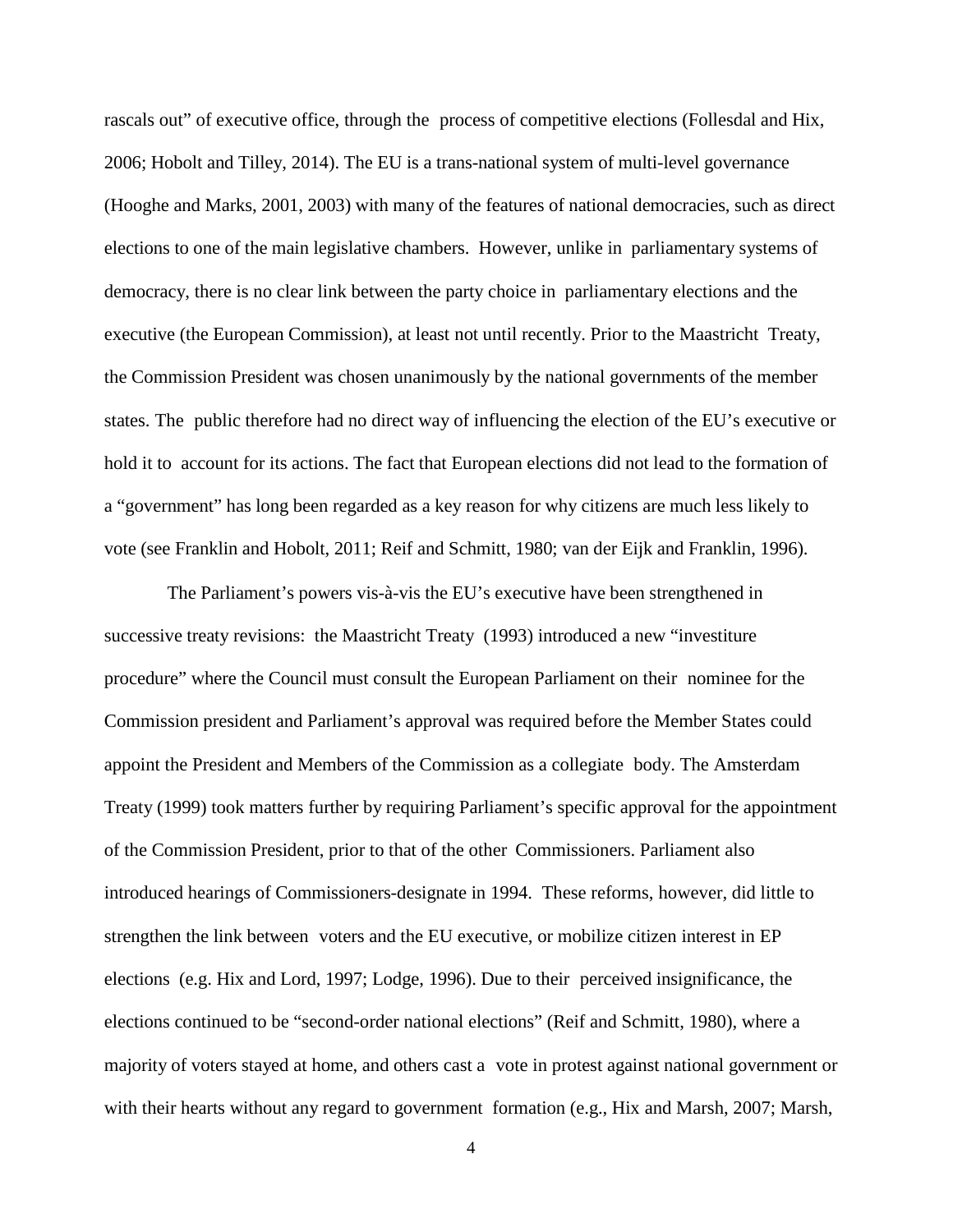rascals out" of executive office, through the process of competitive elections (Follesdal and Hix, 2006; Hobolt and Tilley, 2014). The EU is a trans-national system of multi-level governance (Hooghe and Marks, 2001, 2003) with many of the features of national democracies, such as direct elections to one of the main legislative chambers. However, unlike in parliamentary systems of democracy, there is no clear link between the party choice in parliamentary elections and the executive (the European Commission), at least not until recently. Prior to the Maastricht Treaty, the Commission President was chosen unanimously by the national governments of the member states. The public therefore had no direct way of influencing the election of the EU's executive or hold it to account for its actions. The fact that European elections did not lead to the formation of a "government" has long been regarded as a key reason for why citizens are much less likely to vote (see Franklin and Hobolt, 2011; Reif and Schmitt, 1980; van der Eijk and Franklin, 1996).

The Parliament's powers vis-à-vis the EU's executive have been strengthened in successive treaty revisions: the Maastricht Treaty (1993) introduced a new "investiture procedure" where the Council must consult the European Parliament on their nominee for the Commission president and Parliament's approval was required before the Member States could appoint the President and Members of the Commission as a collegiate body. The Amsterdam Treaty (1999) took matters further by requiring Parliament's specific approval for the appointment of the Commission President, prior to that of the other Commissioners. Parliament also introduced hearings of Commissioners-designate in 1994. These reforms, however, did little to strengthen the link between voters and the EU executive, or mobilize citizen interest in EP elections (e.g. Hix and Lord, 1997; Lodge, 1996). Due to their perceived insignificance, the elections continued to be "second-order national elections" (Reif and Schmitt, 1980), where a majority of voters stayed at home, and others cast a vote in protest against national government or with their hearts without any regard to government formation (e.g., Hix and Marsh, 2007; Marsh,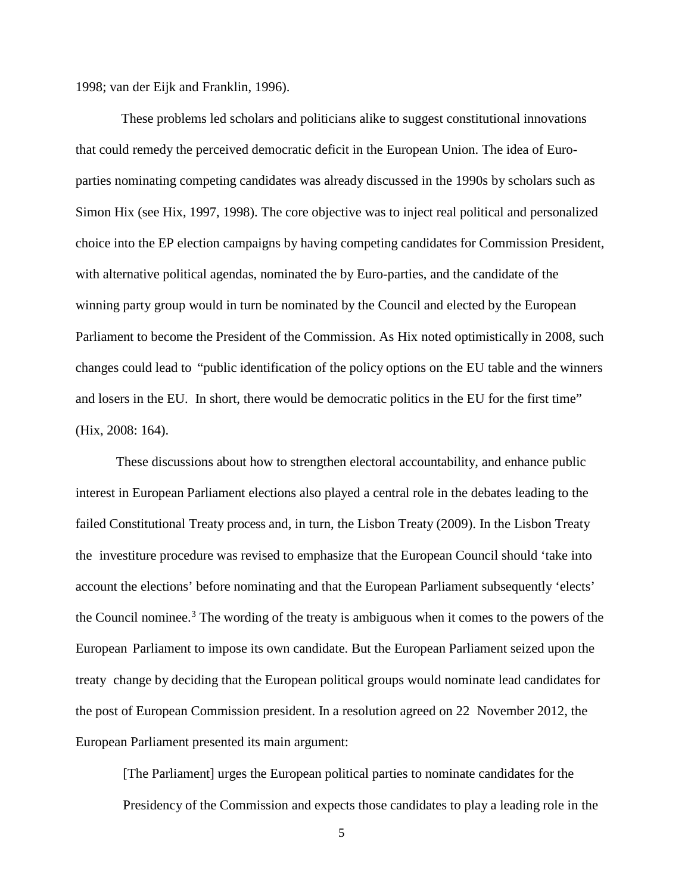1998; van der Eijk and Franklin, 1996).

These problems led scholars and politicians alike to suggest constitutional innovations that could remedy the perceived democratic deficit in the European Union. The idea of Euro-parties nominating competing candidates was already discussed in the 1990s by scholars such as Simon Hix (see Hix, 1997, 1998). The core objective was to inject real political and personalized choice into the EP election campaigns by having competing candidates for Commission President, with alternative political agendas, nominated the by Euro-parties, and the candidate of the winning party group would in turn be nominated by the Council and elected by the European Parliament to become the President of the Commission. As Hix noted optimistically in 2008, such changes could lead to "public identification of the policy options on the EU table and the winners and losers in the EU. In short, there would be democratic politics in the EU for the first time" (Hix, 2008: 164).

These discussions about how to strengthen electoral accountability, and enhance public interest in European Parliament elections also played a central role in the debates leading to the failed Constitutional Treaty process and, in turn, the Lisbon Treaty (2009). In the Lisbon Treaty the investiture procedure was revised to emphasize that the European Council should 'take into account the elections' before nominating and that the European Parliament subsequently 'elects' the Council nominee.[3] The wording of the treaty is ambiguous when it comes to the powers of the European Parliament to impose its own candidate. But the European Parliament seized upon the treaty change by deciding that the European political groups would nominate lead candidates for the post of European Commission president. In a resolution agreed on 22 November 2012, the European Parliament presented its main argument:

> [The Parliament] urges the European political parties to nominate candidates for the Presidency of the Commission and expects those candidates to play a leading role in the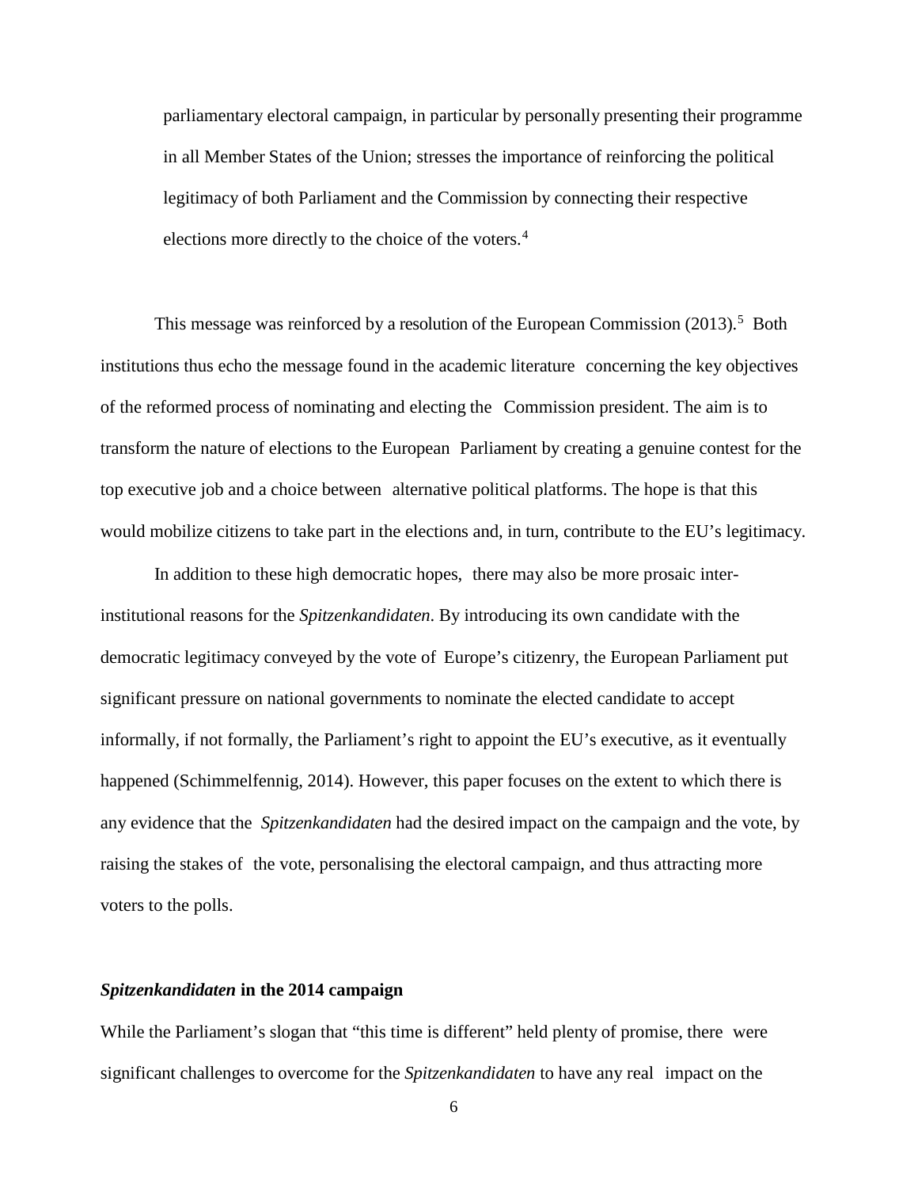> parliamentary electoral campaign, in particular by personally presenting their programme in all Member States of the Union; stresses the importance of reinforcing the political legitimacy of both Parliament and the Commission by connecting their respective elections more directly to the choice of the voters.[4]

This message was reinforced by a resolution of the European Commission (2013).[5] Both institutions thus echo the message found in the academic literature concerning the key objectives of the reformed process of nominating and electing the Commission president. The aim is to transform the nature of elections to the European Parliament by creating a genuine contest for the top executive job and a choice between alternative political platforms. The hope is that this would mobilize citizens to take part in the elections and, in turn, contribute to the EU's legitimacy.

In addition to these high democratic hopes, there may also be more prosaic inter-institutional reasons for the *Spitzenkandidaten*. By introducing its own candidate with the democratic legitimacy conveyed by the vote of Europe's citizenry, the European Parliament put significant pressure on national governments to nominate the elected candidate to accept informally, if not formally, the Parliament's right to appoint the EU's executive, as it eventually happened (Schimmelfennig, 2014). However, this paper focuses on the extent to which there is any evidence that the *Spitzenkandidaten* had the desired impact on the campaign and the vote, by raising the stakes of the vote, personalising the electoral campaign, and thus attracting more voters to the polls.

### ***Spitzenkandidaten* in the 2014 campaign**

While the Parliament's slogan that "this time is different" held plenty of promise, there were significant challenges to overcome for the *Spitzenkandidaten* to have any real impact on the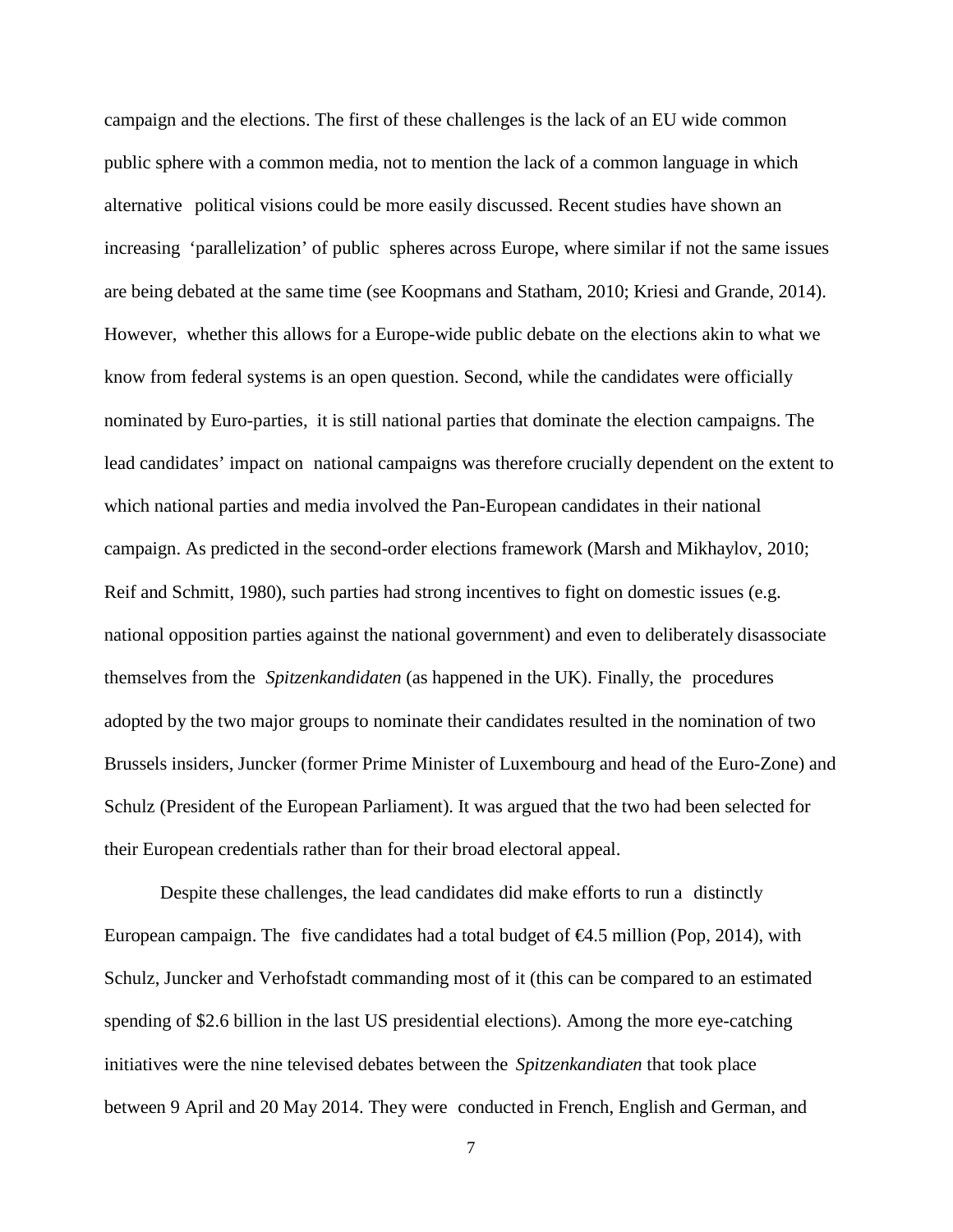campaign and the elections. The first of these challenges is the lack of an EU wide common public sphere with a common media, not to mention the lack of a common language in which alternative political visions could be more easily discussed. Recent studies have shown an increasing 'parallelization' of public spheres across Europe, where similar if not the same issues are being debated at the same time (see Koopmans and Statham, 2010; Kriesi and Grande, 2014). However, whether this allows for a Europe-wide public debate on the elections akin to what we know from federal systems is an open question. Second, while the candidates were officially nominated by Euro-parties, it is still national parties that dominate the election campaigns. The lead candidates' impact on national campaigns was therefore crucially dependent on the extent to which national parties and media involved the Pan-European candidates in their national campaign. As predicted in the second-order elections framework (Marsh and Mikhaylov, 2010; Reif and Schmitt, 1980), such parties had strong incentives to fight on domestic issues (e.g. national opposition parties against the national government) and even to deliberately disassociate themselves from the *Spitzenkandidaten* (as happened in the UK). Finally, the procedures adopted by the two major groups to nominate their candidates resulted in the nomination of two Brussels insiders, Juncker (former Prime Minister of Luxembourg and head of the Euro-Zone) and Schulz (President of the European Parliament). It was argued that the two had been selected for their European credentials rather than for their broad electoral appeal.

Despite these challenges, the lead candidates did make efforts to run a distinctly European campaign. The five candidates had a total budget of €4.5 million (Pop, 2014), with Schulz, Juncker and Verhofstadt commanding most of it (this can be compared to an estimated spending of \$2.6 billion in the last US presidential elections). Among the more eye-catching initiatives were the nine televised debates between the *Spitzenkandiaten* that took place between 9 April and 20 May 2014. They were conducted in French, English and German, and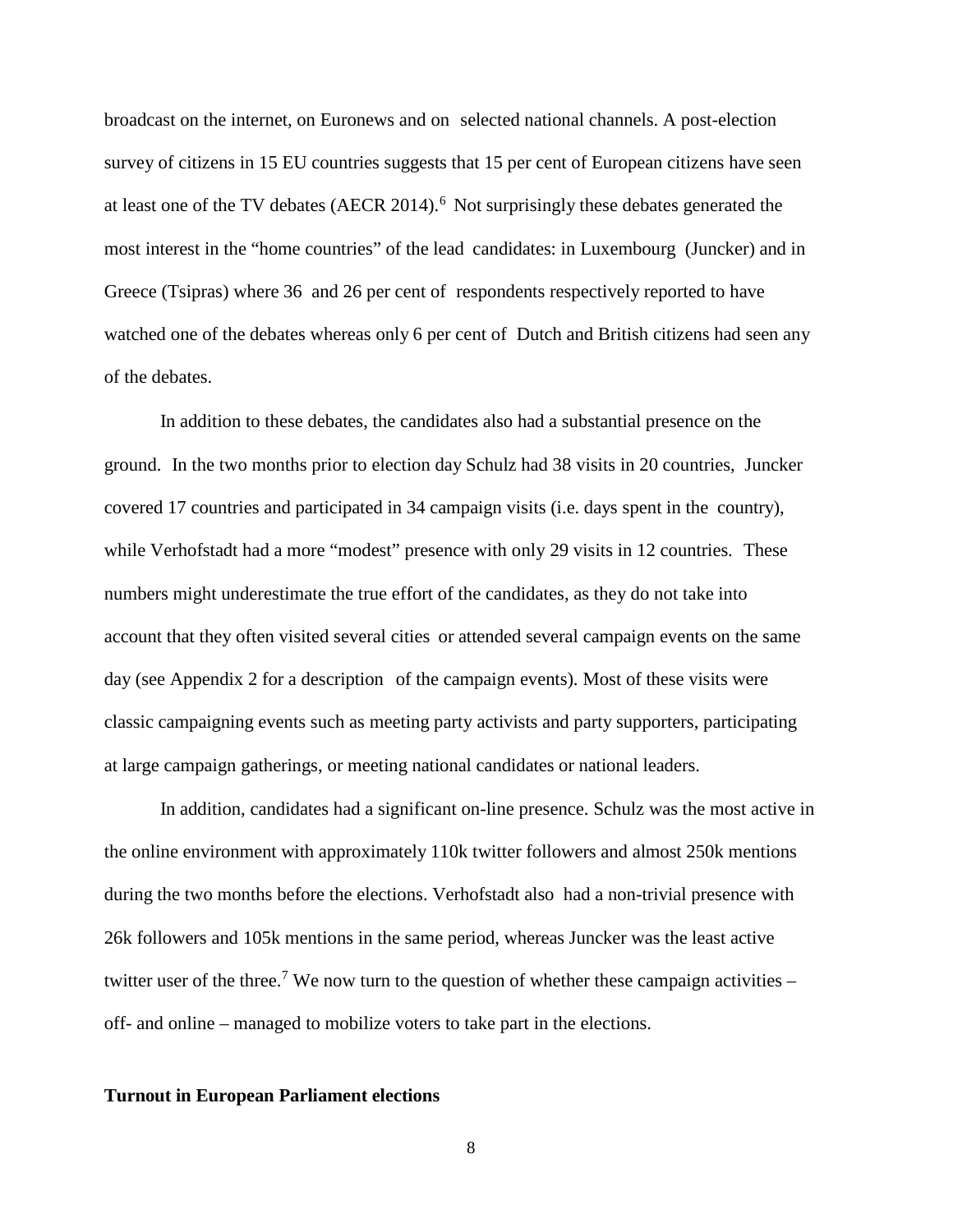broadcast on the internet, on Euronews and on selected national channels. A post-election survey of citizens in 15 EU countries suggests that 15 per cent of European citizens have seen at least one of the TV debates (AECR 2014).[6] Not surprisingly these debates generated the most interest in the "home countries" of the lead candidates: in Luxembourg (Juncker) and in Greece (Tsipras) where 36 and 26 per cent of respondents respectively reported to have watched one of the debates whereas only 6 per cent of Dutch and British citizens had seen any of the debates.

In addition to these debates, the candidates also had a substantial presence on the ground. In the two months prior to election day Schulz had 38 visits in 20 countries, Juncker covered 17 countries and participated in 34 campaign visits (i.e. days spent in the country), while Verhofstadt had a more "modest" presence with only 29 visits in 12 countries. These numbers might underestimate the true effort of the candidates, as they do not take into account that they often visited several cities or attended several campaign events on the same day (see Appendix 2 for a description of the campaign events). Most of these visits were classic campaigning events such as meeting party activists and party supporters, participating at large campaign gatherings, or meeting national candidates or national leaders.

In addition, candidates had a significant on-line presence. Schulz was the most active in the online environment with approximately 110k twitter followers and almost 250k mentions during the two months before the elections. Verhofstadt also had a non-trivial presence with 26k followers and 105k mentions in the same period, whereas Juncker was the least active twitter user of the three.[7] We now turn to the question of whether these campaign activities – off- and online – managed to mobilize voters to take part in the elections.

**Turnout in European Parliament elections**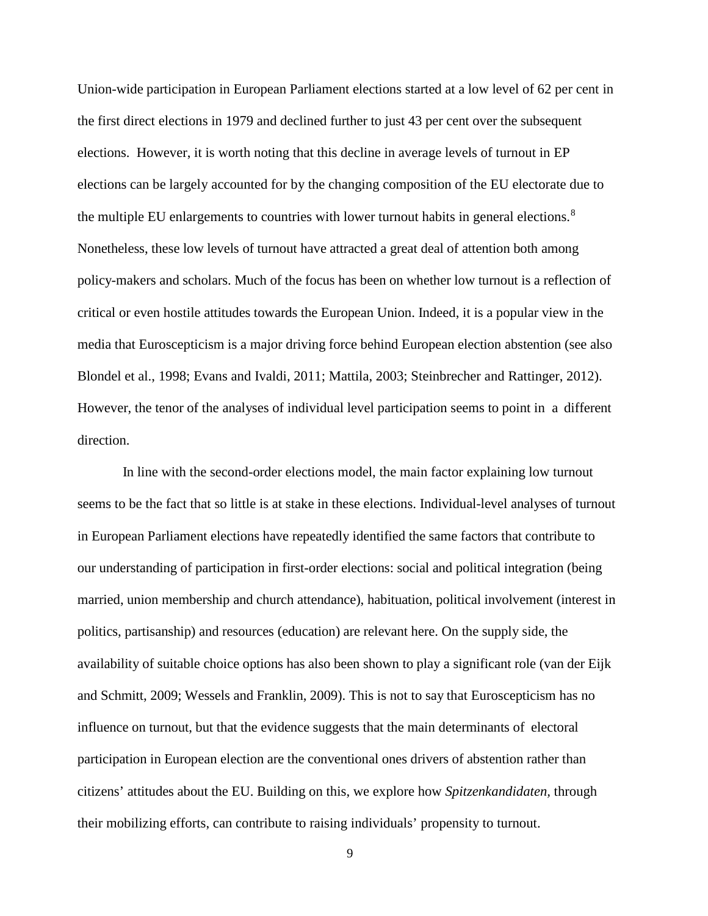Union-wide participation in European Parliament elections started at a low level of 62 per cent in the first direct elections in 1979 and declined further to just 43 per cent over the subsequent elections. However, it is worth noting that this decline in average levels of turnout in EP elections can be largely accounted for by the changing composition of the EU electorate due to the multiple EU enlargements to countries with lower turnout habits in general elections.[8] Nonetheless, these low levels of turnout have attracted a great deal of attention both among policy-makers and scholars. Much of the focus has been on whether low turnout is a reflection of critical or even hostile attitudes towards the European Union. Indeed, it is a popular view in the media that Euroscepticism is a major driving force behind European election abstention (see also Blondel et al., 1998; Evans and Ivaldi, 2011; Mattila, 2003; Steinbrecher and Rattinger, 2012). However, the tenor of the analyses of individual level participation seems to point in a different direction.

In line with the second-order elections model, the main factor explaining low turnout seems to be the fact that so little is at stake in these elections. Individual-level analyses of turnout in European Parliament elections have repeatedly identified the same factors that contribute to our understanding of participation in first-order elections: social and political integration (being married, union membership and church attendance), habituation, political involvement (interest in politics, partisanship) and resources (education) are relevant here. On the supply side, the availability of suitable choice options has also been shown to play a significant role (van der Eijk and Schmitt, 2009; Wessels and Franklin, 2009). This is not to say that Euroscepticism has no influence on turnout, but that the evidence suggests that the main determinants of electoral participation in European election are the conventional ones drivers of abstention rather than citizens' attitudes about the EU. Building on this, we explore how *Spitzenkandidaten*, through their mobilizing efforts, can contribute to raising individuals' propensity to turnout.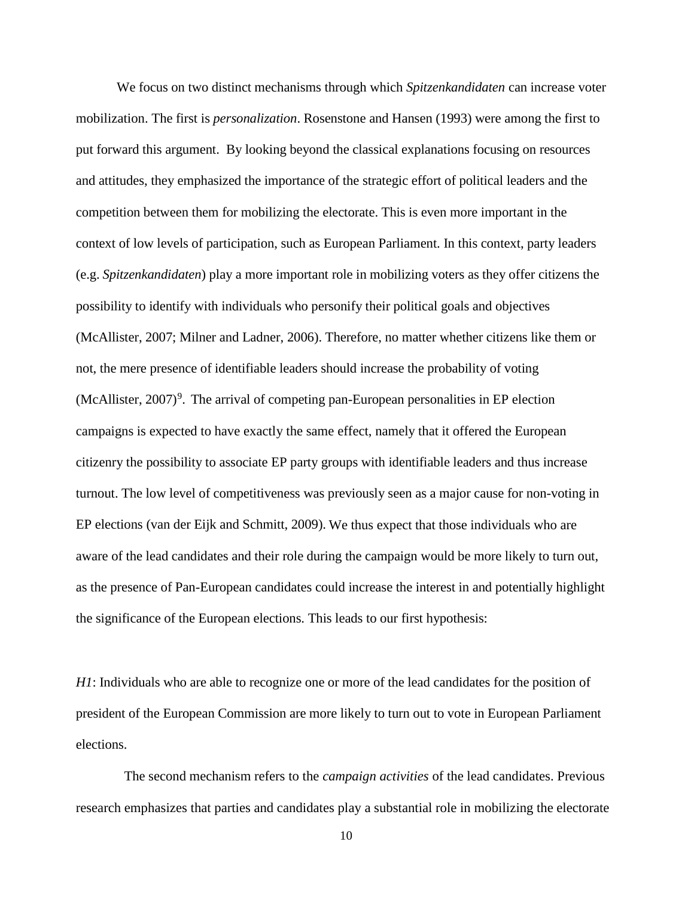We focus on two distinct mechanisms through which *Spitzenkandidaten* can increase voter mobilization. The first is *personalization*. Rosenstone and Hansen (1993) were among the first to put forward this argument. By looking beyond the classical explanations focusing on resources and attitudes, they emphasized the importance of the strategic effort of political leaders and the competition between them for mobilizing the electorate. This is even more important in the context of low levels of participation, such as European Parliament. In this context, party leaders (e.g. *Spitzenkandidaten*) play a more important role in mobilizing voters as they offer citizens the possibility to identify with individuals who personify their political goals and objectives (McAllister, 2007; Milner and Ladner, 2006). Therefore, no matter whether citizens like them or not, the mere presence of identifiable leaders should increase the probability of voting (McAllister, 2007)[9]. The arrival of competing pan-European personalities in EP election campaigns is expected to have exactly the same effect, namely that it offered the European citizenry the possibility to associate EP party groups with identifiable leaders and thus increase turnout. The low level of competitiveness was previously seen as a major cause for non-voting in EP elections (van der Eijk and Schmitt, 2009). We thus expect that those individuals who are aware of the lead candidates and their role during the campaign would be more likely to turn out, as the presence of Pan-European candidates could increase the interest in and potentially highlight the significance of the European elections. This leads to our first hypothesis:

*H1*: Individuals who are able to recognize one or more of the lead candidates for the position of president of the European Commission are more likely to turn out to vote in European Parliament elections.

The second mechanism refers to the *campaign activities* of the lead candidates. Previous research emphasizes that parties and candidates play a substantial role in mobilizing the electorate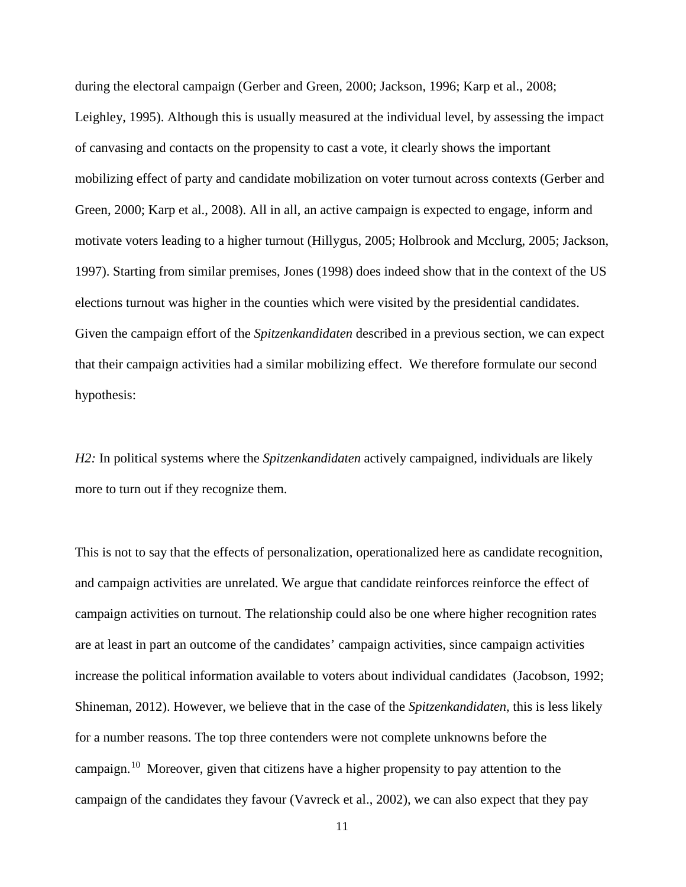during the electoral campaign (Gerber and Green, 2000; Jackson, 1996; Karp et al., 2008; Leighley, 1995). Although this is usually measured at the individual level, by assessing the impact of canvasing and contacts on the propensity to cast a vote, it clearly shows the important mobilizing effect of party and candidate mobilization on voter turnout across contexts (Gerber and Green, 2000; Karp et al., 2008). All in all, an active campaign is expected to engage, inform and motivate voters leading to a higher turnout (Hillygus, 2005; Holbrook and Mcclurg, 2005; Jackson, 1997). Starting from similar premises, Jones (1998) does indeed show that in the context of the US elections turnout was higher in the counties which were visited by the presidential candidates. Given the campaign effort of the *Spitzenkandidaten* described in a previous section, we can expect that their campaign activities had a similar mobilizing effect. We therefore formulate our second hypothesis:

*H2:* In political systems where the *Spitzenkandidaten* actively campaigned, individuals are likely more to turn out if they recognize them.

This is not to say that the effects of personalization, operationalized here as candidate recognition, and campaign activities are unrelated. We argue that candidate reinforces reinforce the effect of campaign activities on turnout. The relationship could also be one where higher recognition rates are at least in part an outcome of the candidates' campaign activities, since campaign activities increase the political information available to voters about individual candidates (Jacobson, 1992; Shineman, 2012). However, we believe that in the case of the *Spitzenkandidaten*, this is less likely for a number reasons. The top three contenders were not complete unknowns before the campaign.[10] Moreover, given that citizens have a higher propensity to pay attention to the campaign of the candidates they favour (Vavreck et al., 2002), we can also expect that they pay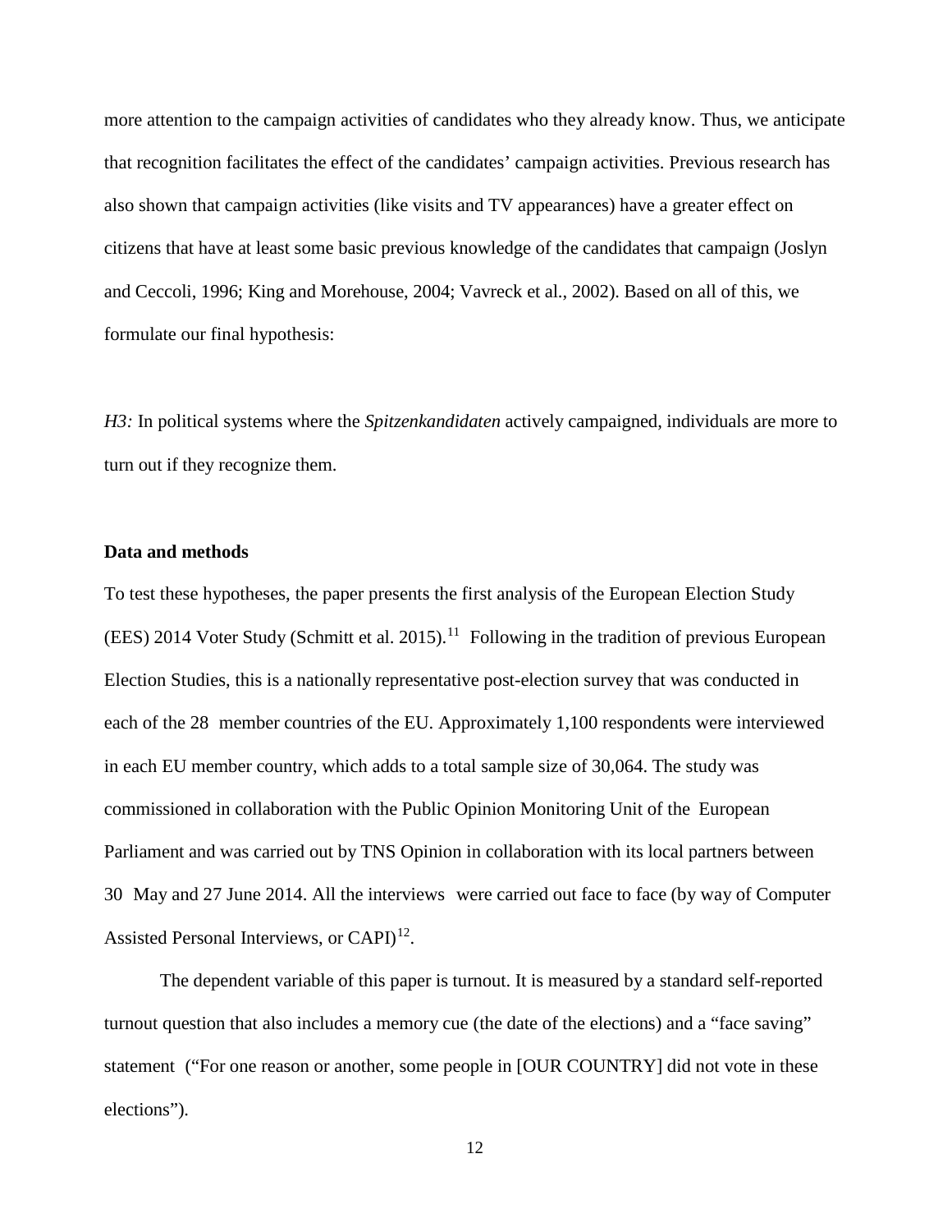more attention to the campaign activities of candidates who they already know. Thus, we anticipate that recognition facilitates the effect of the candidates' campaign activities. Previous research has also shown that campaign activities (like visits and TV appearances) have a greater effect on citizens that have at least some basic previous knowledge of the candidates that campaign (Joslyn and Ceccoli, 1996; King and Morehouse, 2004; Vavreck et al., 2002). Based on all of this, we formulate our final hypothesis:

*H3:* In political systems where the *Spitzenkandidaten* actively campaigned, individuals are more to turn out if they recognize them.

**Data and methods**

To test these hypotheses, the paper presents the first analysis of the European Election Study (EES) 2014 Voter Study (Schmitt et al. 2015).[11] Following in the tradition of previous European Election Studies, this is a nationally representative post-election survey that was conducted in each of the 28 member countries of the EU. Approximately 1,100 respondents were interviewed in each EU member country, which adds to a total sample size of 30,064. The study was commissioned in collaboration with the Public Opinion Monitoring Unit of the European Parliament and was carried out by TNS Opinion in collaboration with its local partners between 30 May and 27 June 2014. All the interviews were carried out face to face (by way of Computer Assisted Personal Interviews, or CAPI)[12].

The dependent variable of this paper is turnout. It is measured by a standard self-reported turnout question that also includes a memory cue (the date of the elections) and a "face saving" statement ("For one reason or another, some people in [OUR COUNTRY] did not vote in these elections").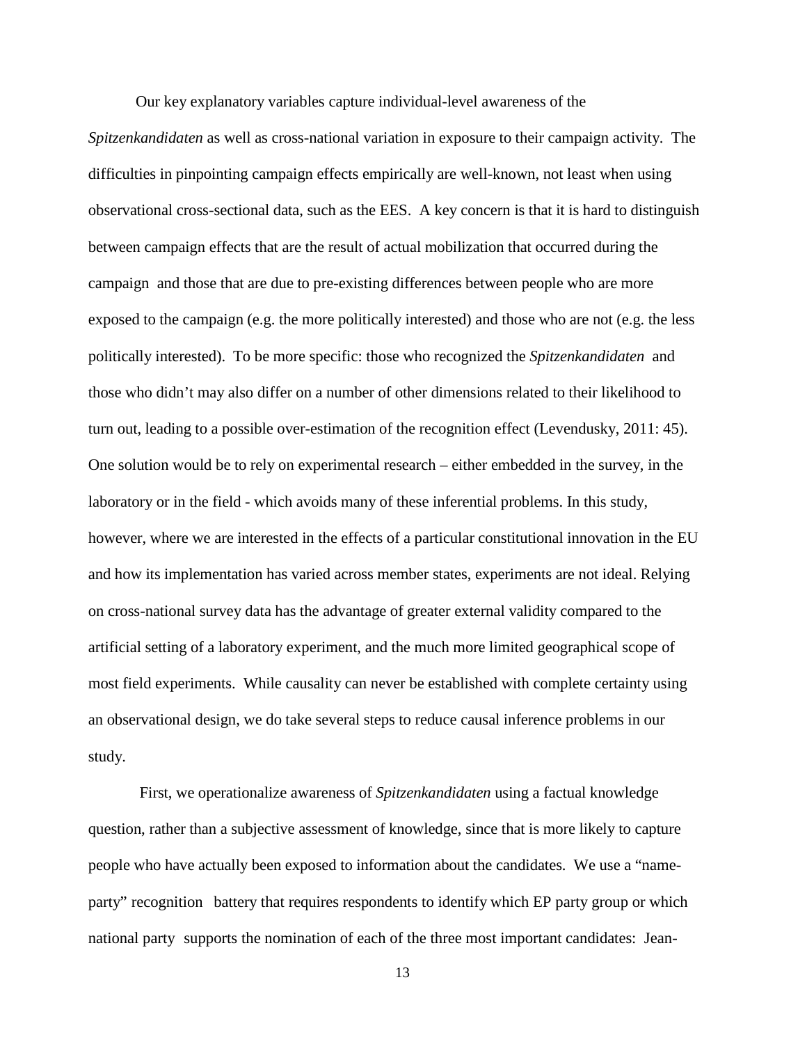Our key explanatory variables capture individual-level awareness of the *Spitzenkandidaten* as well as cross-national variation in exposure to their campaign activity. The difficulties in pinpointing campaign effects empirically are well-known, not least when using observational cross-sectional data, such as the EES. A key concern is that it is hard to distinguish between campaign effects that are the result of actual mobilization that occurred during the campaign and those that are due to pre-existing differences between people who are more exposed to the campaign (e.g. the more politically interested) and those who are not (e.g. the less politically interested). To be more specific: those who recognized the *Spitzenkandidaten* and those who didn't may also differ on a number of other dimensions related to their likelihood to turn out, leading to a possible over-estimation of the recognition effect (Levendusky, 2011: 45). One solution would be to rely on experimental research – either embedded in the survey, in the laboratory or in the field - which avoids many of these inferential problems. In this study, however, where we are interested in the effects of a particular constitutional innovation in the EU and how its implementation has varied across member states, experiments are not ideal. Relying on cross-national survey data has the advantage of greater external validity compared to the artificial setting of a laboratory experiment, and the much more limited geographical scope of most field experiments. While causality can never be established with complete certainty using an observational design, we do take several steps to reduce causal inference problems in our study.

First, we operationalize awareness of *Spitzenkandidaten* using a factual knowledge question, rather than a subjective assessment of knowledge, since that is more likely to capture people who have actually been exposed to information about the candidates. We use a "name-party" recognition battery that requires respondents to identify which EP party group or which national party supports the nomination of each of the three most important candidates: Jean-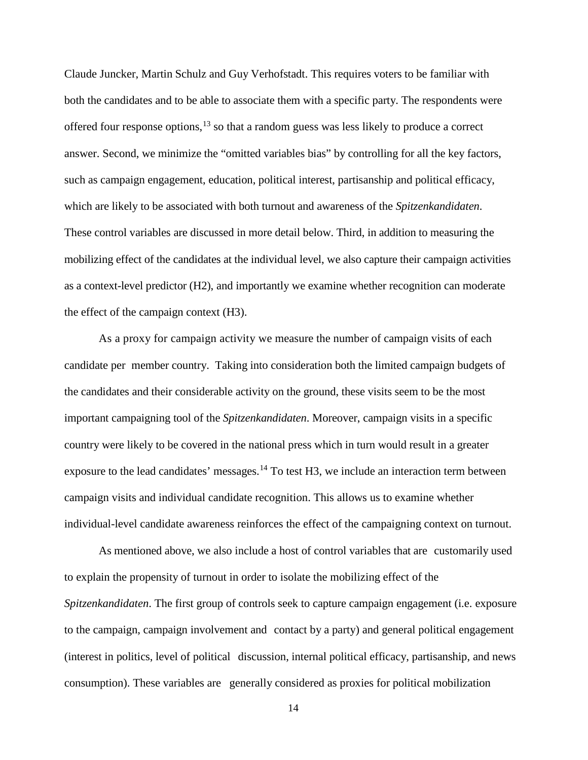Claude Juncker, Martin Schulz and Guy Verhofstadt. This requires voters to be familiar with both the candidates and to be able to associate them with a specific party. The respondents were offered four response options,[13] so that a random guess was less likely to produce a correct answer. Second, we minimize the "omitted variables bias" by controlling for all the key factors, such as campaign engagement, education, political interest, partisanship and political efficacy, which are likely to be associated with both turnout and awareness of the *Spitzenkandidaten*. These control variables are discussed in more detail below. Third, in addition to measuring the mobilizing effect of the candidates at the individual level, we also capture their campaign activities as a context-level predictor (H2), and importantly we examine whether recognition can moderate the effect of the campaign context (H3).

As a proxy for campaign activity we measure the number of campaign visits of each candidate per member country. Taking into consideration both the limited campaign budgets of the candidates and their considerable activity on the ground, these visits seem to be the most important campaigning tool of the *Spitzenkandidaten*. Moreover, campaign visits in a specific country were likely to be covered in the national press which in turn would result in a greater exposure to the lead candidates' messages.[14] To test H3, we include an interaction term between campaign visits and individual candidate recognition. This allows us to examine whether individual-level candidate awareness reinforces the effect of the campaigning context on turnout.

As mentioned above, we also include a host of control variables that are customarily used to explain the propensity of turnout in order to isolate the mobilizing effect of the *Spitzenkandidaten*. The first group of controls seek to capture campaign engagement (i.e. exposure to the campaign, campaign involvement and contact by a party) and general political engagement (interest in politics, level of political discussion, internal political efficacy, partisanship, and news consumption). These variables are generally considered as proxies for political mobilization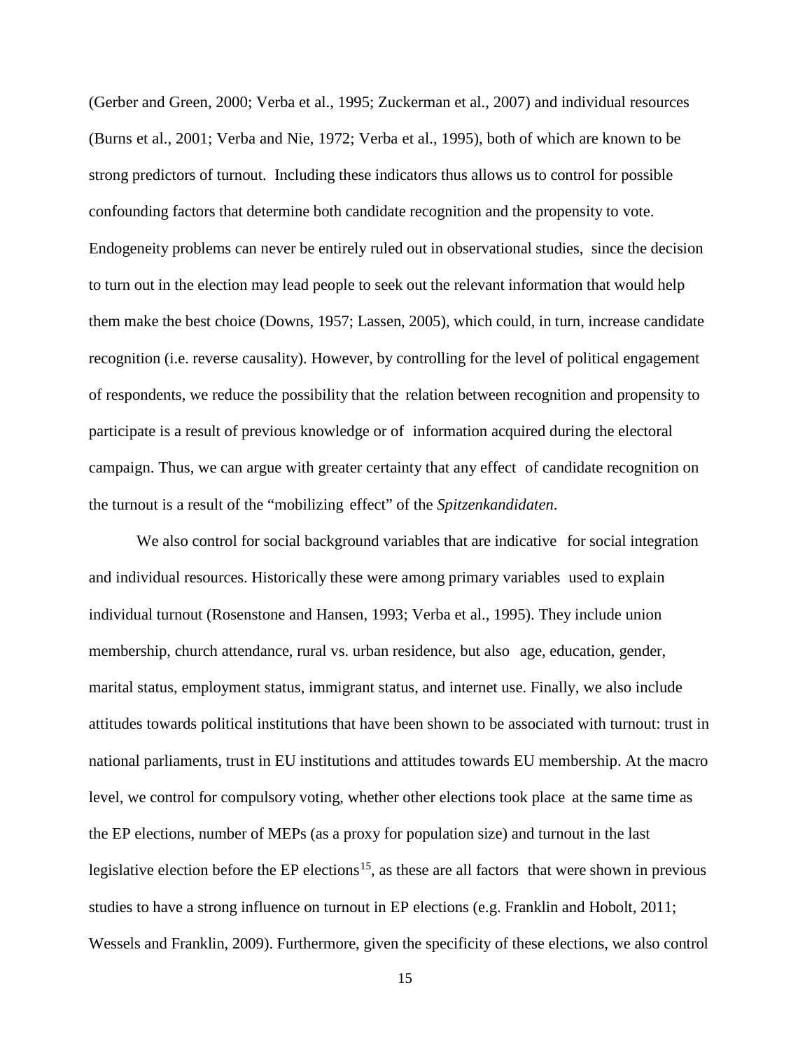(Gerber and Green, 2000; Verba et al., 1995; Zuckerman et al., 2007) and individual resources (Burns et al., 2001; Verba and Nie, 1972; Verba et al., 1995), both of which are known to be strong predictors of turnout. Including these indicators thus allows us to control for possible confounding factors that determine both candidate recognition and the propensity to vote. Endogeneity problems can never be entirely ruled out in observational studies, since the decision to turn out in the election may lead people to seek out the relevant information that would help them make the best choice (Downs, 1957; Lassen, 2005), which could, in turn, increase candidate recognition (i.e. reverse causality). However, by controlling for the level of political engagement of respondents, we reduce the possibility that the relation between recognition and propensity to participate is a result of previous knowledge or of information acquired during the electoral campaign. Thus, we can argue with greater certainty that any effect of candidate recognition on the turnout is a result of the "mobilizing effect" of the *Spitzenkandidaten*.

We also control for social background variables that are indicative for social integration and individual resources. Historically these were among primary variables used to explain individual turnout (Rosenstone and Hansen, 1993; Verba et al., 1995). They include union membership, church attendance, rural vs. urban residence, but also age, education, gender, marital status, employment status, immigrant status, and internet use. Finally, we also include attitudes towards political institutions that have been shown to be associated with turnout: trust in national parliaments, trust in EU institutions and attitudes towards EU membership. At the macro level, we control for compulsory voting, whether other elections took place at the same time as the EP elections, number of MEPs (as a proxy for population size) and turnout in the last legislative election before the EP elections[15], as these are all factors that were shown in previous studies to have a strong influence on turnout in EP elections (e.g. Franklin and Hobolt, 2011; Wessels and Franklin, 2009). Furthermore, given the specificity of these elections, we also control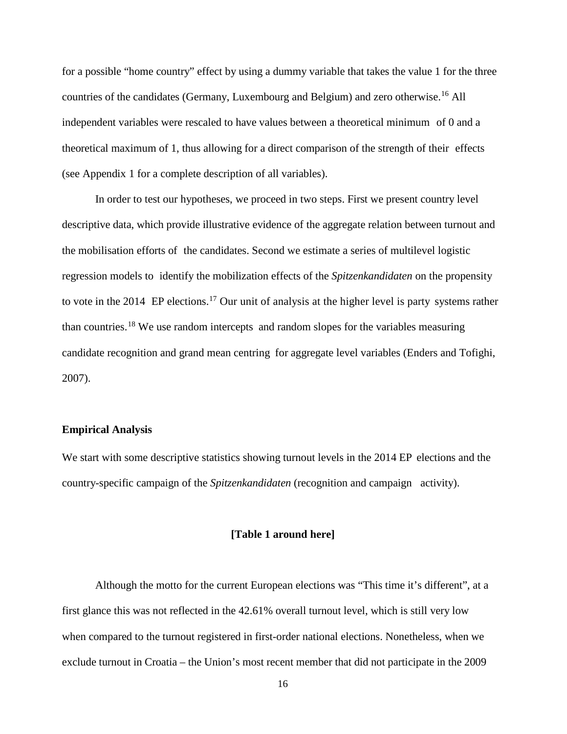for a possible "home country" effect by using a dummy variable that takes the value 1 for the three countries of the candidates (Germany, Luxembourg and Belgium) and zero otherwise.[16] All independent variables were rescaled to have values between a theoretical minimum of 0 and a theoretical maximum of 1, thus allowing for a direct comparison of the strength of their effects (see Appendix 1 for a complete description of all variables).

In order to test our hypotheses, we proceed in two steps. First we present country level descriptive data, which provide illustrative evidence of the aggregate relation between turnout and the mobilisation efforts of the candidates. Second we estimate a series of multilevel logistic regression models to identify the mobilization effects of the *Spitzenkandidaten* on the propensity to vote in the 2014 EP elections.[17] Our unit of analysis at the higher level is party systems rather than countries.[18] We use random intercepts and random slopes for the variables measuring candidate recognition and grand mean centring for aggregate level variables (Enders and Tofighi, 2007).

**Empirical Analysis**

We start with some descriptive statistics showing turnout levels in the 2014 EP elections and the country-specific campaign of the *Spitzenkandidaten* (recognition and campaign activity).

**[Table 1 around here]**

Although the motto for the current European elections was "This time it's different", at a first glance this was not reflected in the 42.61% overall turnout level, which is still very low when compared to the turnout registered in first-order national elections. Nonetheless, when we exclude turnout in Croatia – the Union's most recent member that did not participate in the 2009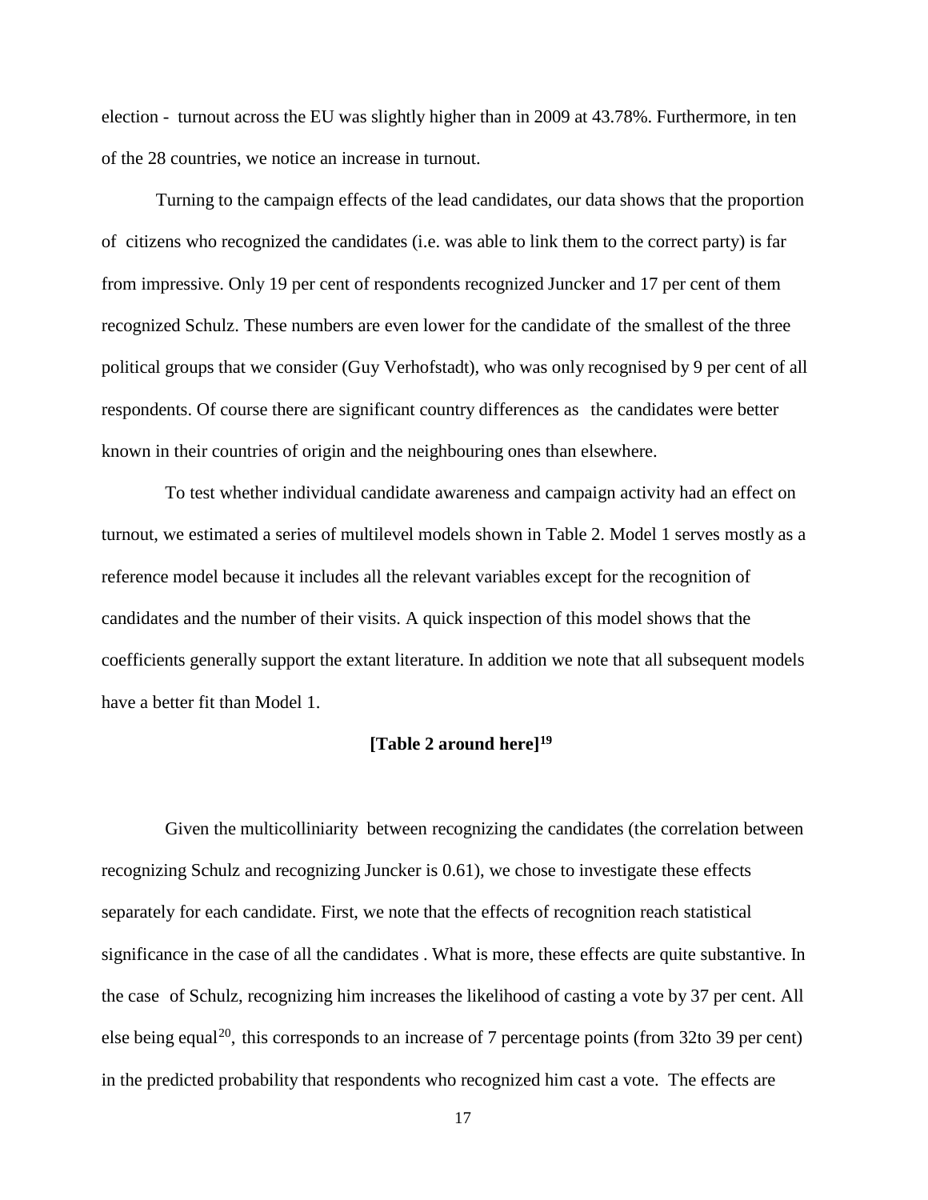election - turnout across the EU was slightly higher than in 2009 at 43.78%. Furthermore, in ten of the 28 countries, we notice an increase in turnout.

Turning to the campaign effects of the lead candidates, our data shows that the proportion of citizens who recognized the candidates (i.e. was able to link them to the correct party) is far from impressive. Only 19 per cent of respondents recognized Juncker and 17 per cent of them recognized Schulz. These numbers are even lower for the candidate of the smallest of the three political groups that we consider (Guy Verhofstadt), who was only recognised by 9 per cent of all respondents. Of course there are significant country differences as the candidates were better known in their countries of origin and the neighbouring ones than elsewhere.

To test whether individual candidate awareness and campaign activity had an effect on turnout, we estimated a series of multilevel models shown in Table 2. Model 1 serves mostly as a reference model because it includes all the relevant variables except for the recognition of candidates and the number of their visits. A quick inspection of this model shows that the coefficients generally support the extant literature. In addition we note that all subsequent models have a better fit than Model 1.

**[Table 2 around here][19]**

Given the multicolliniarity between recognizing the candidates (the correlation between recognizing Schulz and recognizing Juncker is 0.61), we chose to investigate these effects separately for each candidate. First, we note that the effects of recognition reach statistical significance in the case of all the candidates . What is more, these effects are quite substantive. In the case of Schulz, recognizing him increases the likelihood of casting a vote by 37 per cent. All else being equal[20], this corresponds to an increase of 7 percentage points (from 32to 39 per cent) in the predicted probability that respondents who recognized him cast a vote. The effects are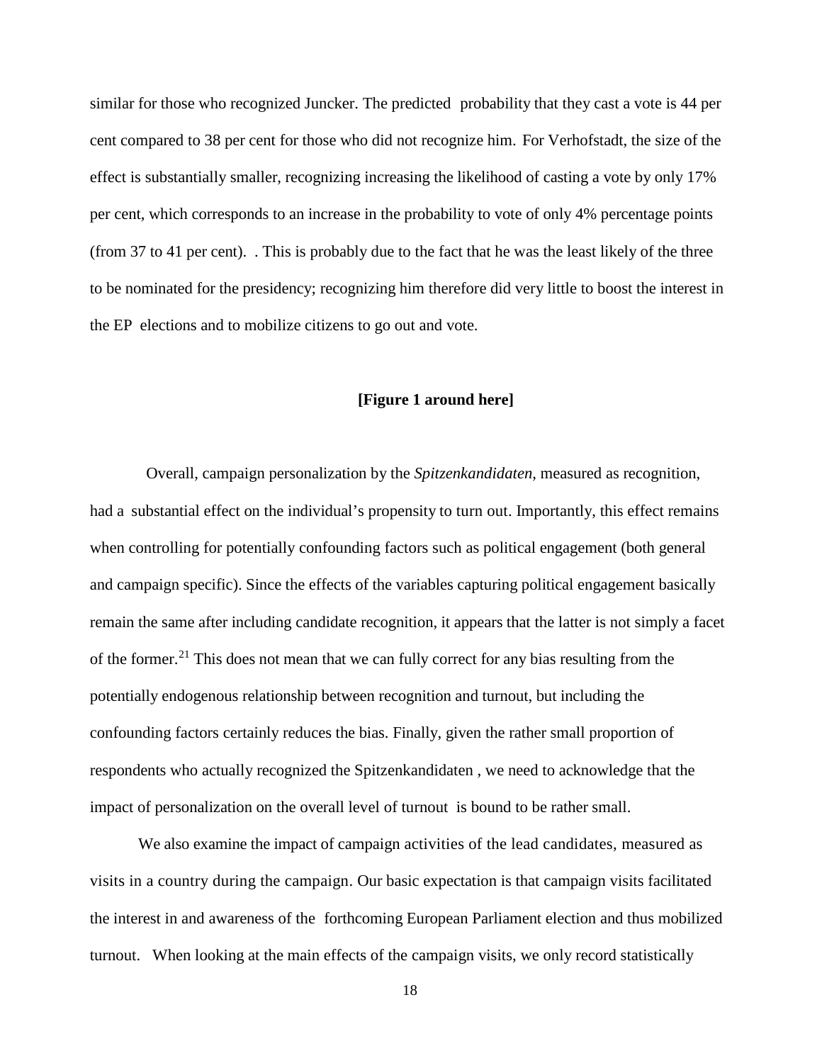similar for those who recognized Juncker. The predicted probability that they cast a vote is 44 per cent compared to 38 per cent for those who did not recognize him. For Verhofstadt, the size of the effect is substantially smaller, recognizing increasing the likelihood of casting a vote by only 17% per cent, which corresponds to an increase in the probability to vote of only 4% percentage points (from 37 to 41 per cent). . This is probably due to the fact that he was the least likely of the three to be nominated for the presidency; recognizing him therefore did very little to boost the interest in the EP elections and to mobilize citizens to go out and vote.

**[Figure 1 around here]**

Overall, campaign personalization by the *Spitzenkandidaten*, measured as recognition, had a substantial effect on the individual's propensity to turn out. Importantly, this effect remains when controlling for potentially confounding factors such as political engagement (both general and campaign specific). Since the effects of the variables capturing political engagement basically remain the same after including candidate recognition, it appears that the latter is not simply a facet of the former.[21] This does not mean that we can fully correct for any bias resulting from the potentially endogenous relationship between recognition and turnout, but including the confounding factors certainly reduces the bias. Finally, given the rather small proportion of respondents who actually recognized the Spitzenkandidaten , we need to acknowledge that the impact of personalization on the overall level of turnout is bound to be rather small.

We also examine the impact of campaign activities of the lead candidates, measured as visits in a country during the campaign. Our basic expectation is that campaign visits facilitated the interest in and awareness of the forthcoming European Parliament election and thus mobilized turnout. When looking at the main effects of the campaign visits, we only record statistically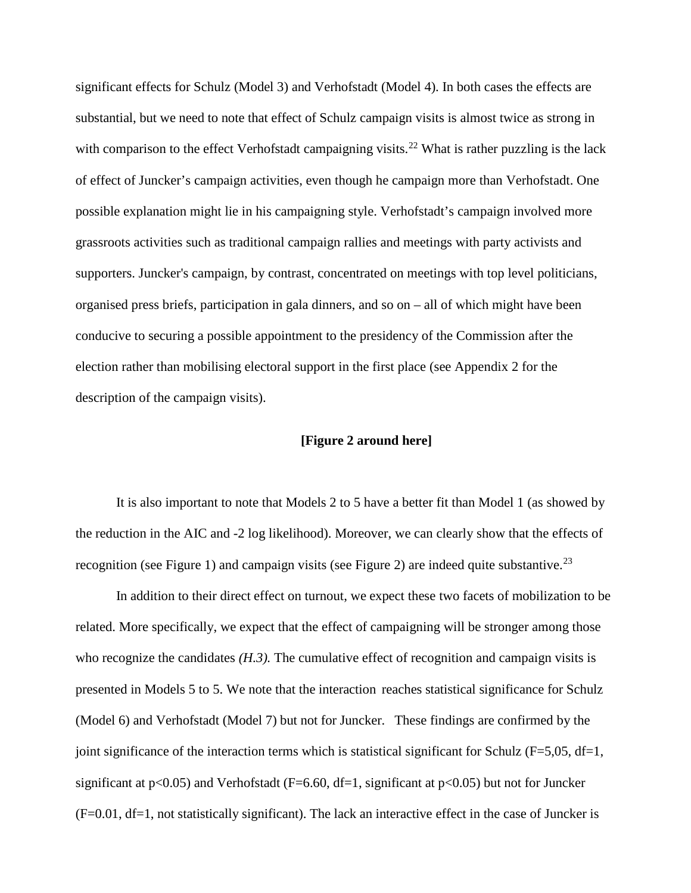significant effects for Schulz (Model 3) and Verhofstadt (Model 4). In both cases the effects are substantial, but we need to note that effect of Schulz campaign visits is almost twice as strong in with comparison to the effect Verhofstadt campaigning visits.[22] What is rather puzzling is the lack of effect of Juncker's campaign activities, even though he campaign more than Verhofstadt. One possible explanation might lie in his campaigning style. Verhofstadt's campaign involved more grassroots activities such as traditional campaign rallies and meetings with party activists and supporters. Juncker's campaign, by contrast, concentrated on meetings with top level politicians, organised press briefs, participation in gala dinners, and so on – all of which might have been conducive to securing a possible appointment to the presidency of the Commission after the election rather than mobilising electoral support in the first place (see Appendix 2 for the description of the campaign visits).

**[Figure 2 around here]**

It is also important to note that Models 2 to 5 have a better fit than Model 1 (as showed by the reduction in the AIC and -2 log likelihood). Moreover, we can clearly show that the effects of recognition (see Figure 1) and campaign visits (see Figure 2) are indeed quite substantive.[23]

In addition to their direct effect on turnout, we expect these two facets of mobilization to be related. More specifically, we expect that the effect of campaigning will be stronger among those who recognize the candidates *(H.3).* The cumulative effect of recognition and campaign visits is presented in Models 5 to 5. We note that the interaction reaches statistical significance for Schulz (Model 6) and Verhofstadt (Model 7) but not for Juncker. These findings are confirmed by the joint significance of the interaction terms which is statistical significant for Schulz (F=5,05, df=1, significant at $p<0.05$) and Verhofstadt (F=6.60, df=1, significant at $p<0.05$) but not for Juncker (F=0.01, df=1, not statistically significant). The lack an interactive effect in the case of Juncker is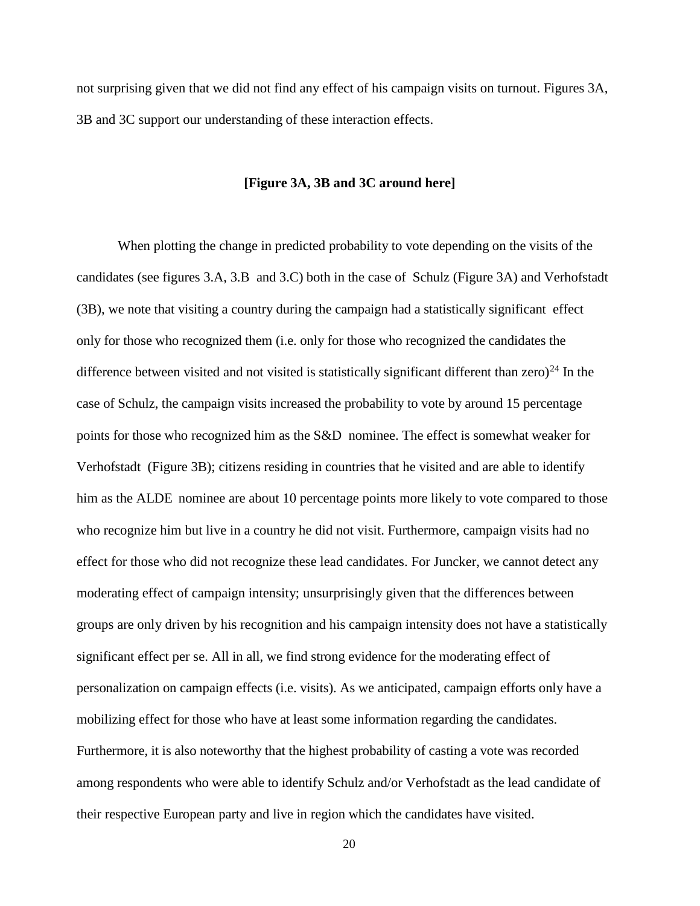not surprising given that we did not find any effect of his campaign visits on turnout. Figures 3A, 3B and 3C support our understanding of these interaction effects.

**[Figure 3A, 3B and 3C around here]**

When plotting the change in predicted probability to vote depending on the visits of the candidates (see figures 3.A, 3.B and 3.C) both in the case of Schulz (Figure 3A) and Verhofstadt (3B), we note that visiting a country during the campaign had a statistically significant effect only for those who recognized them (i.e. only for those who recognized the candidates the difference between visited and not visited is statistically significant different than zero)[24] In the case of Schulz, the campaign visits increased the probability to vote by around 15 percentage points for those who recognized him as the S&D nominee. The effect is somewhat weaker for Verhofstadt (Figure 3B); citizens residing in countries that he visited and are able to identify him as the ALDE nominee are about 10 percentage points more likely to vote compared to those who recognize him but live in a country he did not visit. Furthermore, campaign visits had no effect for those who did not recognize these lead candidates. For Juncker, we cannot detect any moderating effect of campaign intensity; unsurprisingly given that the differences between groups are only driven by his recognition and his campaign intensity does not have a statistically significant effect per se. All in all, we find strong evidence for the moderating effect of personalization on campaign effects (i.e. visits). As we anticipated, campaign efforts only have a mobilizing effect for those who have at least some information regarding the candidates. Furthermore, it is also noteworthy that the highest probability of casting a vote was recorded among respondents who were able to identify Schulz and/or Verhofstadt as the lead candidate of their respective European party and live in region which the candidates have visited.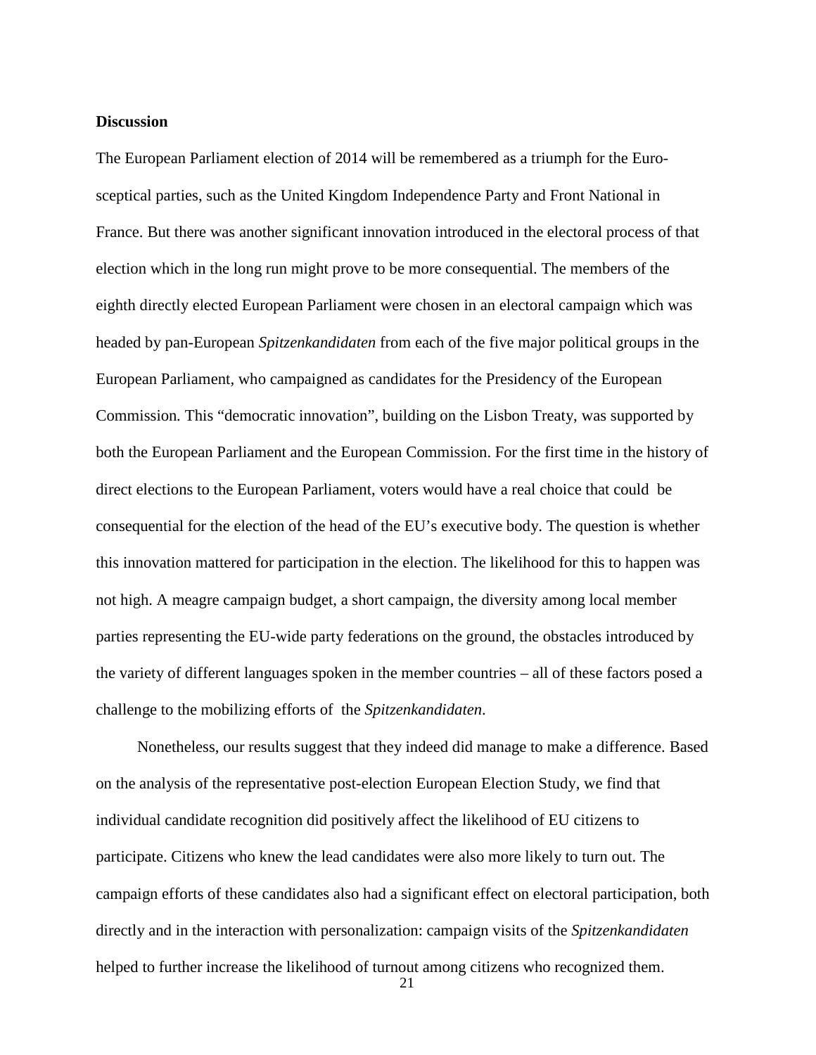**Discussion**

The European Parliament election of 2014 will be remembered as a triumph for the Euro-sceptical parties, such as the United Kingdom Independence Party and Front National in France. But there was another significant innovation introduced in the electoral process of that election which in the long run might prove to be more consequential. The members of the eighth directly elected European Parliament were chosen in an electoral campaign which was headed by pan-European *Spitzenkandidaten* from each of the five major political groups in the European Parliament, who campaigned as candidates for the Presidency of the European Commission. This "democratic innovation", building on the Lisbon Treaty, was supported by both the European Parliament and the European Commission. For the first time in the history of direct elections to the European Parliament, voters would have a real choice that could be consequential for the election of the head of the EU's executive body. The question is whether this innovation mattered for participation in the election. The likelihood for this to happen was not high. A meagre campaign budget, a short campaign, the diversity among local member parties representing the EU-wide party federations on the ground, the obstacles introduced by the variety of different languages spoken in the member countries – all of these factors posed a challenge to the mobilizing efforts of the *Spitzenkandidaten*.

Nonetheless, our results suggest that they indeed did manage to make a difference. Based on the analysis of the representative post-election European Election Study, we find that individual candidate recognition did positively affect the likelihood of EU citizens to participate. Citizens who knew the lead candidates were also more likely to turn out. The campaign efforts of these candidates also had a significant effect on electoral participation, both directly and in the interaction with personalization: campaign visits of the *Spitzenkandidaten* helped to further increase the likelihood of turnout among citizens who recognized them.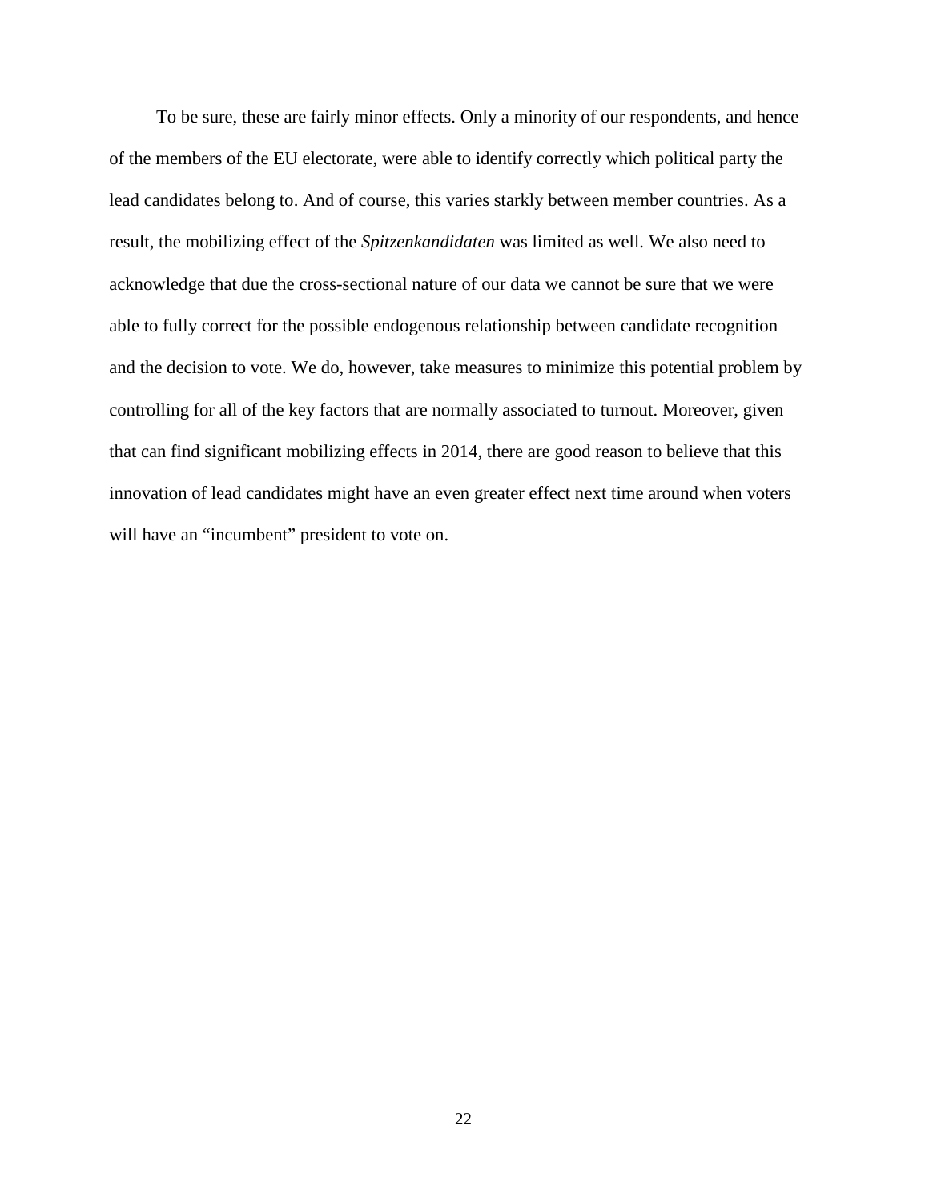To be sure, these are fairly minor effects. Only a minority of our respondents, and hence of the members of the EU electorate, were able to identify correctly which political party the lead candidates belong to. And of course, this varies starkly between member countries. As a result, the mobilizing effect of the *Spitzenkandidaten* was limited as well. We also need to acknowledge that due the cross-sectional nature of our data we cannot be sure that we were able to fully correct for the possible endogenous relationship between candidate recognition and the decision to vote. We do, however, take measures to minimize this potential problem by controlling for all of the key factors that are normally associated to turnout. Moreover, given that can find significant mobilizing effects in 2014, there are good reason to believe that this innovation of lead candidates might have an even greater effect next time around when voters will have an "incumbent" president to vote on.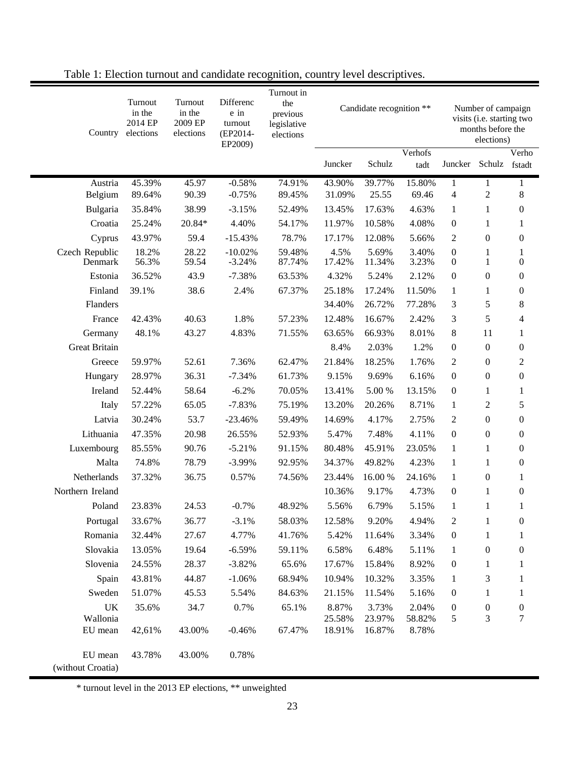Table 1: Election turnout and candidate recognition, country level descriptives.

| Country | Turnout in the 2014 EP elections | Turnout in the 2009 EP elections | Difference in turnout (EP2014-EP2009) | Turnout in the previous legislative elections | Candidate recognition ** | | | Number of campaign visits (i.e. starting two months before the elections) | | |
|---|---|---|---|---|---|---|---|---|---|---|
| | | | | | Juncker | Schulz | Verhofstadt | Juncker | Schulz | Verhofstadt |
| Austria | 45.39% | 45.97 | -0.58% | 74.91% | 43.90% | 39.77% | 15.80% | 1 | 1 | 1 |
| Belgium | 89.64% | 90.39 | -0.75% | 89.45% | 31.09% | 25.55 | 69.46 | 4 | 2 | 8 |
| Bulgaria | 35.84% | 38.99 | -3.15% | 52.49% | 13.45% | 17.63% | 4.63% | 1 | 1 | 0 |
| Croatia | 25.24% | 20.84* | 4.40% | 54.17% | 11.97% | 10.58% | 4.08% | 0 | 1 | 1 |
| Cyprus | 43.97% | 59.4 | -15.43% | 78.7% | 17.17% | 12.08% | 5.66% | 2 | 0 | 0 |
| Czech Republic | 18.2% | 28.22 | -10.02% | 59.48% | 4.5% | 5.69% | 3.40% | 0 | 1 | 1 |
| Denmark | 56.3% | 59.54 | -3.24% | 87.74% | 17.42% | 11.34% | 3.23% | 0 | 1 | 0 |
| Estonia | 36.52% | 43.9 | -7.38% | 63.53% | 4.32% | 5.24% | 2.12% | 0 | 0 | 0 |
| Finland | 39.1% | 38.6 | 2.4% | 67.37% | 25.18% | 17.24% | 11.50% | 1 | 1 | 0 |
| Flanders | | | | | 34.40% | 26.72% | 77.28% | 3 | 5 | 8 |
| France | 42.43% | 40.63 | 1.8% | 57.23% | 12.48% | 16.67% | 2.42% | 3 | 5 | 4 |
| Germany | 48.1% | 43.27 | 4.83% | 71.55% | 63.65% | 66.93% | 8.01% | 8 | 11 | 1 |
| Great Britain | | | | | 8.4% | 2.03% | 1.2% | 0 | 0 | 0 |
| Greece | 59.97% | 52.61 | 7.36% | 62.47% | 21.84% | 18.25% | 1.76% | 2 | 0 | 2 |
| Hungary | 28.97% | 36.31 | -7.34% | 61.73% | 9.15% | 9.69% | 6.16% | 0 | 0 | 0 |
| Ireland | 52.44% | 58.64 | -6.2% | 70.05% | 13.41% | 5.00 % | 13.15% | 0 | 1 | 1 |
| Italy | 57.22% | 65.05 | -7.83% | 75.19% | 13.20% | 20.26% | 8.71% | 1 | 2 | 5 |
| Latvia | 30.24% | 53.7 | -23.46% | 59.49% | 14.69% | 4.17% | 2.75% | 2 | 0 | 0 |
| Lithuania | 47.35% | 20.98 | 26.55% | 52.93% | 5.47% | 7.48% | 4.11% | 0 | 0 | 0 |
| Luxembourg | 85.55% | 90.76 | -5.21% | 91.15% | 80.48% | 45.91% | 23.05% | 1 | 1 | 0 |
| Malta | 74.8% | 78.79 | -3.99% | 92.95% | 34.37% | 49.82% | 4.23% | 1 | 1 | 0 |
| Netherlands | 37.32% | 36.75 | 0.57% | 74.56% | 23.44% | 16.00 % | 24.16% | 1 | 0 | 1 |
| Northern Ireland | | | | | 10.36% | 9.17% | 4.73% | 0 | 1 | 0 |
| Poland | 23.83% | 24.53 | -0.7% | 48.92% | 5.56% | 6.79% | 5.15% | 1 | 1 | 1 |
| Portugal | 33.67% | 36.77 | -3.1% | 58.03% | 12.58% | 9.20% | 4.94% | 2 | 1 | 0 |
| Romania | 32.44% | 27.67 | 4.77% | 41.76% | 5.42% | 11.64% | 3.34% | 0 | 1 | 1 |
| Slovakia | 13.05% | 19.64 | -6.59% | 59.11% | 6.58% | 6.48% | 5.11% | 1 | 0 | 0 |
| Slovenia | 24.55% | 28.37 | -3.82% | 65.6% | 17.67% | 15.84% | 8.92% | 0 | 1 | 1 |
| Spain | 43.81% | 44.87 | -1.06% | 68.94% | 10.94% | 10.32% | 3.35% | 1 | 3 | 1 |
| Sweden | 51.07% | 45.53 | 5.54% | 84.63% | 21.15% | 11.54% | 5.16% | 0 | 1 | 1 |
| UK | 35.6% | 34.7 | 0.7% | 65.1% | 8.87% | 3.73% | 2.04% | 0 | 0 | 0 |
| Wallonia | | | | | 25.58% | 23.97% | 58.82% | 5 | 3 | 7 |
| EU mean | 42,61% | 43.00% | -0.46% | 67.47% | 18.91% | 16.87% | 8.78% | | | |
| EU mean (without Croatia) | 43.78% | 43.00% | 0.78% | | | | | | | |

\* turnout level in the 2013 EP elections, ** unweighted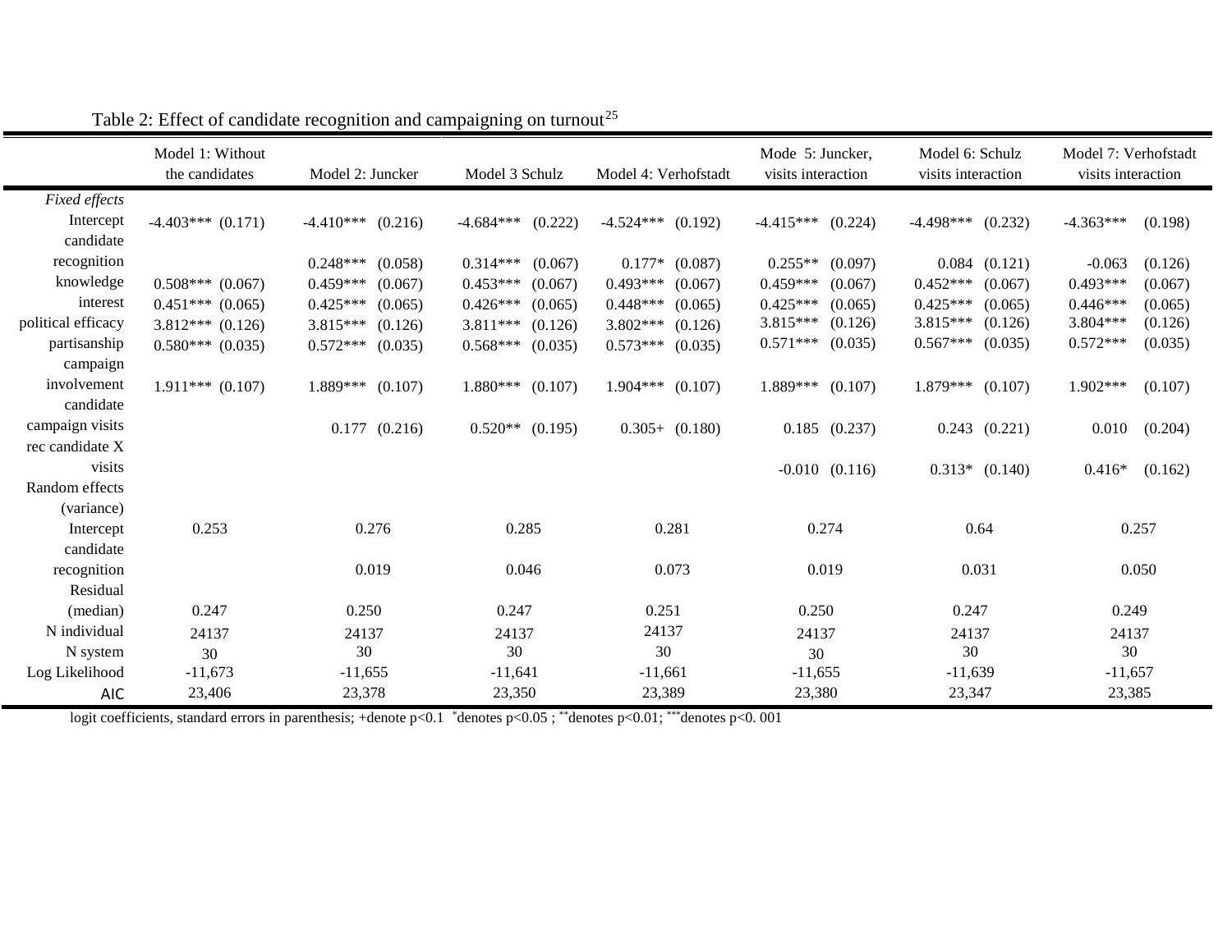Table 2: Effect of candidate recognition and campaigning on turnout[25]

| | Model 1: Without the candidates | | Model 2: Juncker | | Model 3 Schulz | | Model 4: Verhofstadt | | Mode 5: Juncker, visits interaction | | Model 6: Schulz visits interaction | | Model 7: Verhofstadt visits interaction | |
|---|---|---|---|---|---|---|---|---|---|---|---|---|---|---|
| *Fixed effects* | | | | | | | | | | | | | | |
| Intercept | -4.403*** | (0.171) | -4.410*** | (0.216) | -4.684*** | (0.222) | -4.524*** | (0.192) | -4.415*** | (0.224) | -4.498*** | (0.232) | -4.363*** | (0.198) |
| candidate recognition | | | 0.248*** | (0.058) | 0.314*** | (0.067) | 0.177* | (0.087) | 0.255** | (0.097) | 0.084 | (0.121) | -0.063 | (0.126) |
| knowledge | 0.508*** | (0.067) | 0.459*** | (0.067) | 0.453*** | (0.067) | 0.493*** | (0.067) | 0.459*** | (0.067) | 0.452*** | (0.067) | 0.493*** | (0.067) |
| interest | 0.451*** | (0.065) | 0.425*** | (0.065) | 0.426*** | (0.065) | 0.448*** | (0.065) | 0.425*** | (0.065) | 0.425*** | (0.065) | 0.446*** | (0.065) |
| political efficacy | 3.812*** | (0.126) | 3.815*** | (0.126) | 3.811*** | (0.126) | 3.802*** | (0.126) | 3.815*** | (0.126) | 3.815*** | (0.126) | 3.804*** | (0.126) |
| partisanship | 0.580*** | (0.035) | 0.572*** | (0.035) | 0.568*** | (0.035) | 0.573*** | (0.035) | 0.571*** | (0.035) | 0.567*** | (0.035) | 0.572*** | (0.035) |
| campaign involvement | 1.911*** | (0.107) | 1.889*** | (0.107) | 1.880*** | (0.107) | 1.904*** | (0.107) | 1.889*** | (0.107) | 1.879*** | (0.107) | 1.902*** | (0.107) |
| candidate campaign visits | | | 0.177 | (0.216) | 0.520** | (0.195) | 0.305+ | (0.180) | 0.185 | (0.237) | 0.243 | (0.221) | 0.010 | (0.204) |
| rec candidate X visits | | | | | | | | | -0.010 | (0.116) | 0.313* | (0.140) | 0.416* | (0.162) |
| Random effects (variance) | | | | | | | | | | | | | | |
| Intercept | 0.253 | | 0.276 | | 0.285 | | 0.281 | | 0.274 | | 0.64 | | 0.257 | |
| candidate recognition | | | 0.019 | | 0.046 | | 0.073 | | 0.019 | | 0.031 | | 0.050 | |
| Residual (median) | 0.247 | | 0.250 | | 0.247 | | 0.251 | | 0.250 | | 0.247 | | 0.249 | |
| N individual | 24137 | | 24137 | | 24137 | | 24137 | | 24137 | | 24137 | | 24137 | |
| N system | 30 | | 30 | | 30 | | 30 | | 30 | | 30 | | 30 | |
| Log Likelihood | -11,673 | | -11,655 | | -11,641 | | -11,661 | | -11,655 | | -11,639 | | -11,657 | |
| AIC | 23,406 | | 23,378 | | 23,350 | | 23,389 | | 23,380 | | 23,347 | | 23,385 | |

logit coefficients, standard errors in parenthesis; +denote p<0.1 *denotes p<0.05 ; **denotes p<0.01; ***denotes p<0. 001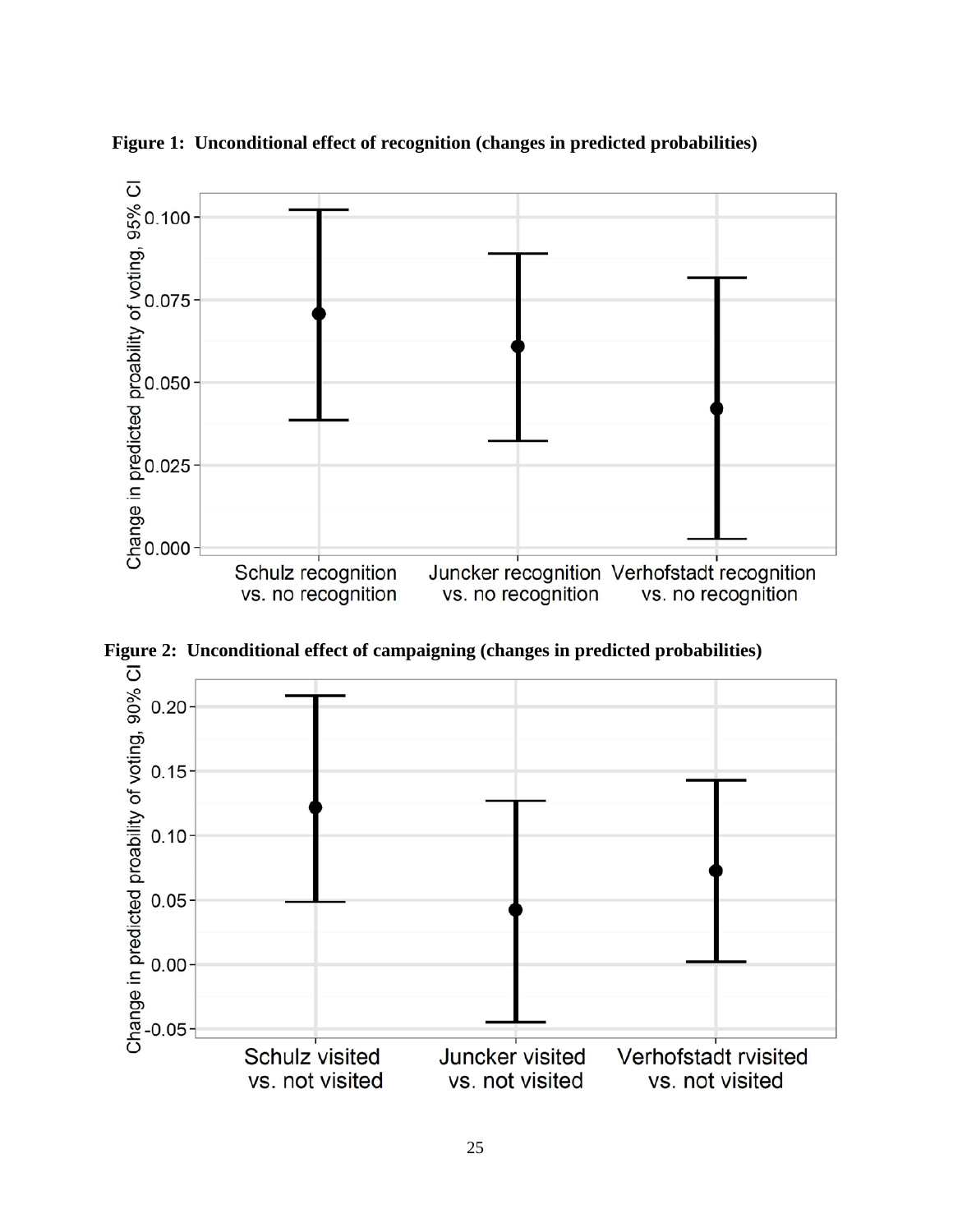**Figure 1: Unconditional effect of recognition (changes in predicted probabilities)**

**Figure 2: Unconditional effect of campaigning (changes in predicted probabilities)**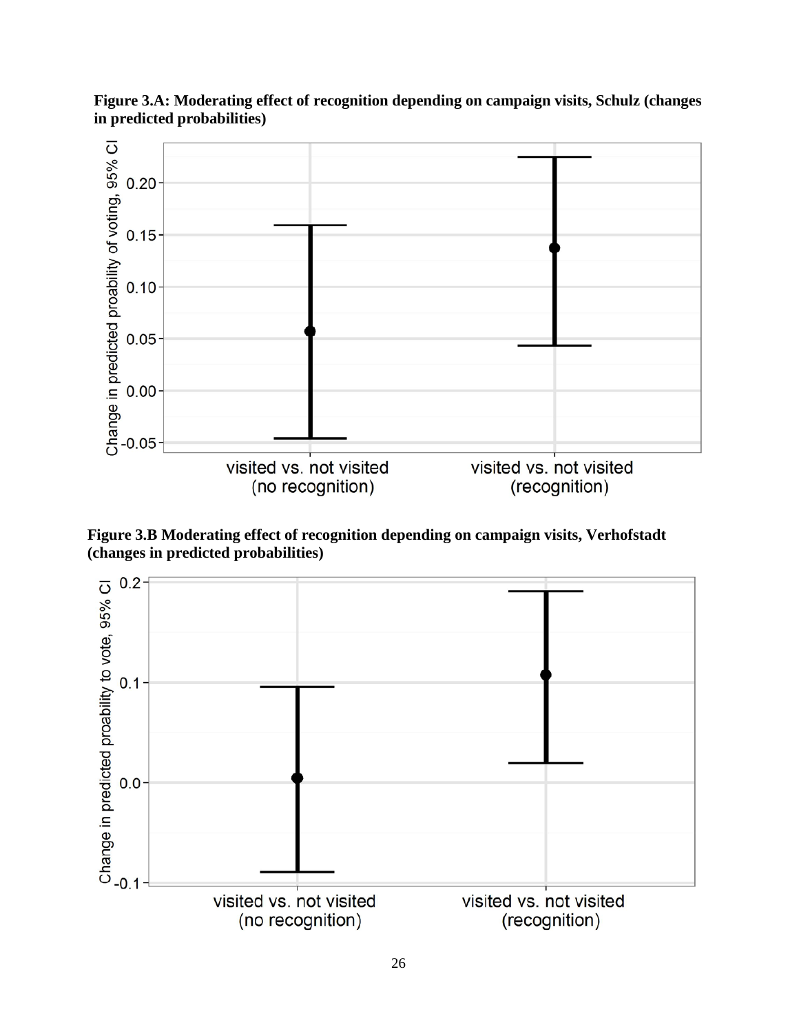**Figure 3.A: Moderating effect of recognition depending on campaign visits, Schulz (changes in predicted probabilities)**

**Figure 3.B Moderating effect of recognition depending on campaign visits, Verhofstadt (changes in predicted probabilities)**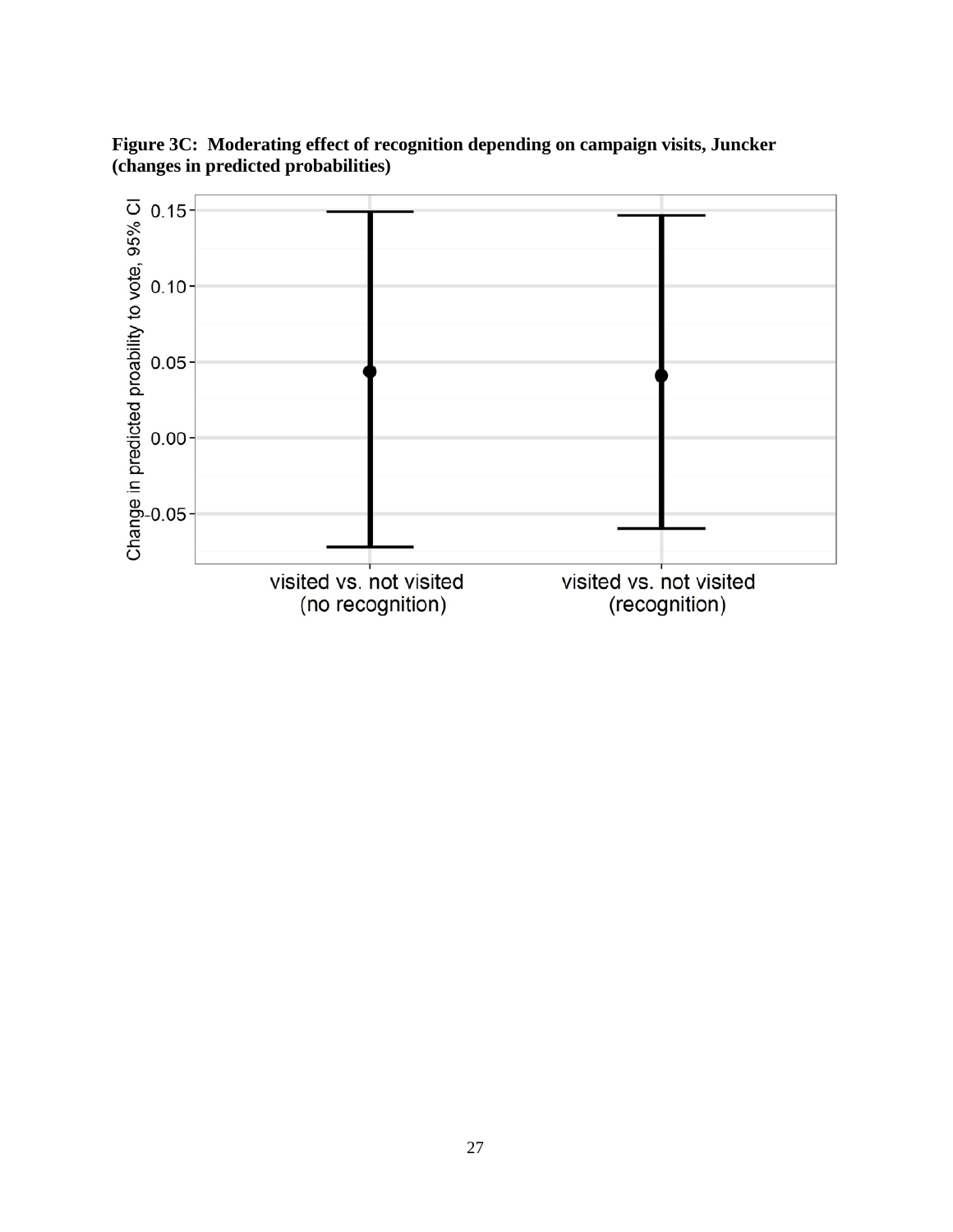**Figure 3C: Moderating effect of recognition depending on campaign visits, Juncker (changes in predicted probabilities)**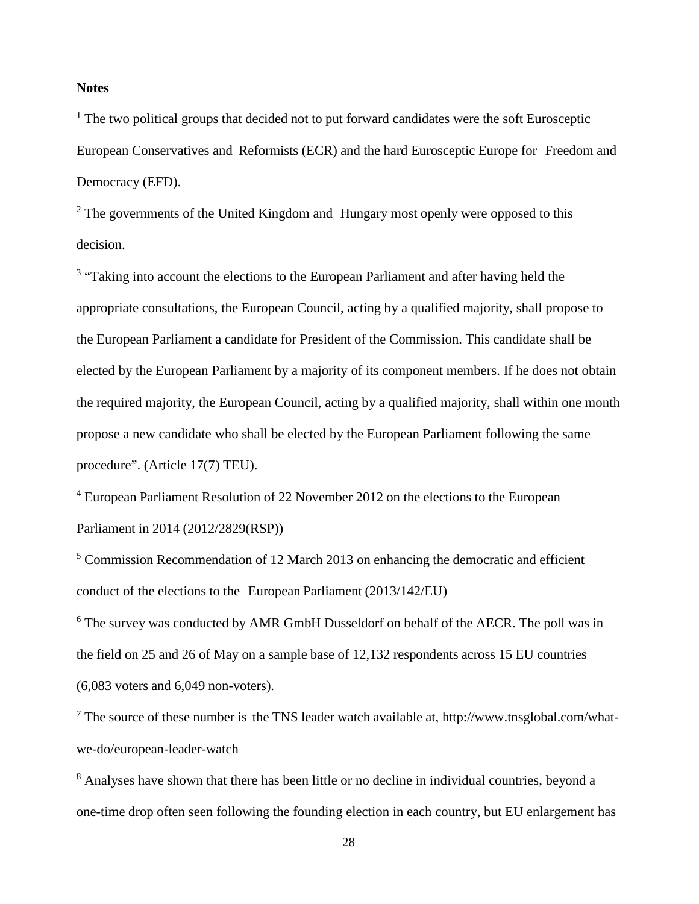**Notes**

[1] The two political groups that decided not to put forward candidates were the soft Eurosceptic European Conservatives and Reformists (ECR) and the hard Eurosceptic Europe for Freedom and Democracy (EFD).

[2] The governments of the United Kingdom and Hungary most openly were opposed to this decision.

[3] "Taking into account the elections to the European Parliament and after having held the appropriate consultations, the European Council, acting by a qualified majority, shall propose to the European Parliament a candidate for President of the Commission. This candidate shall be elected by the European Parliament by a majority of its component members. If he does not obtain the required majority, the European Council, acting by a qualified majority, shall within one month propose a new candidate who shall be elected by the European Parliament following the same procedure". (Article 17(7) TEU).

[4] European Parliament Resolution of 22 November 2012 on the elections to the European Parliament in 2014 (2012/2829(RSP))

[5] Commission Recommendation of 12 March 2013 on enhancing the democratic and efficient conduct of the elections to the European Parliament (2013/142/EU)

[6] The survey was conducted by AMR GmbH Dusseldorf on behalf of the AECR. The poll was in the field on 25 and 26 of May on a sample base of 12,132 respondents across 15 EU countries (6,083 voters and 6,049 non-voters).

[7] The source of these number is the TNS leader watch available at, http://www.tnsglobal.com/what-we-do/european-leader-watch

[8] Analyses have shown that there has been little or no decline in individual countries, beyond a one-time drop often seen following the founding election in each country, but EU enlargement has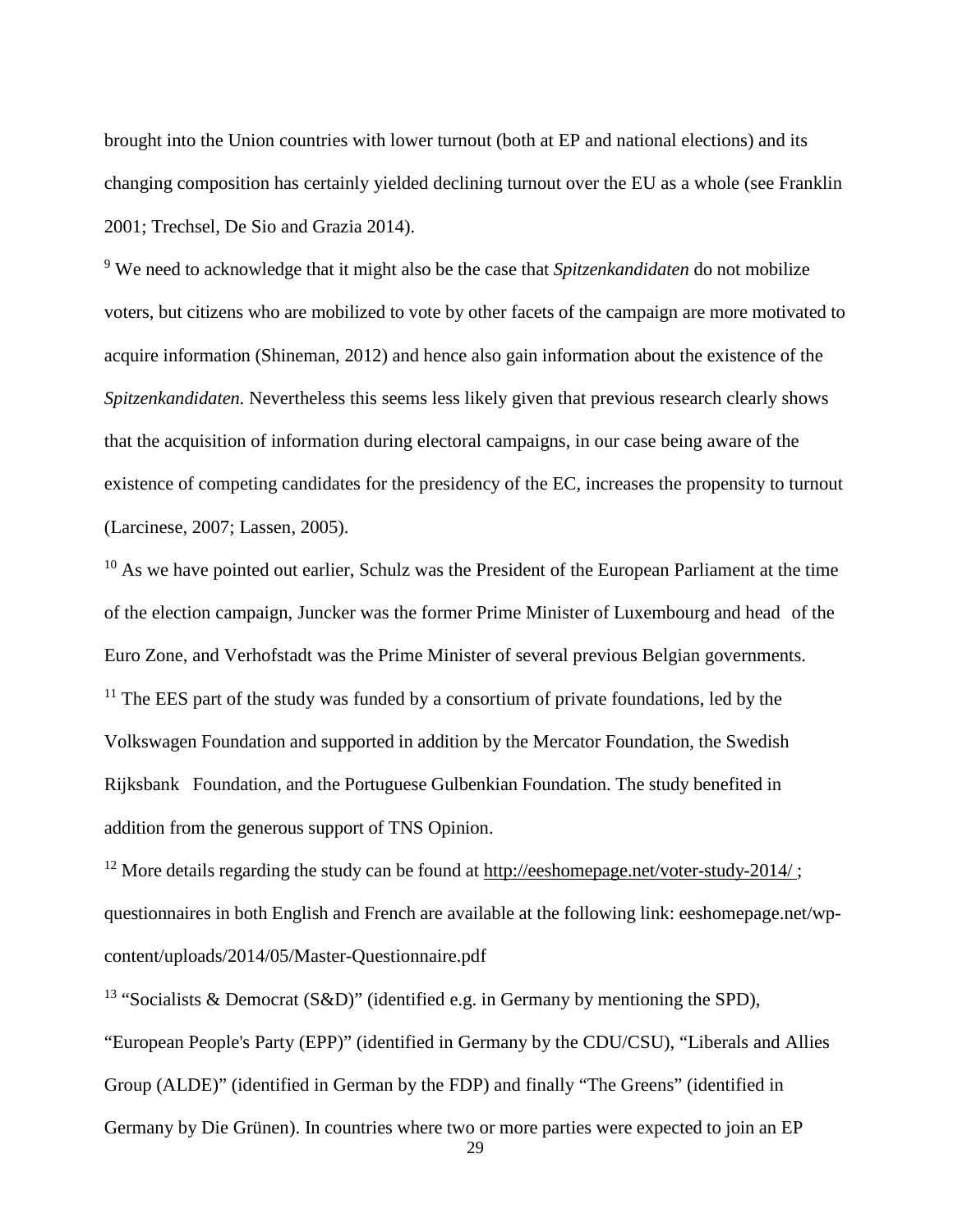brought into the Union countries with lower turnout (both at EP and national elections) and its changing composition has certainly yielded declining turnout over the EU as a whole (see Franklin 2001; Trechsel, De Sio and Grazia 2014).

[9] We need to acknowledge that it might also be the case that *Spitzenkandidaten* do not mobilize voters, but citizens who are mobilized to vote by other facets of the campaign are more motivated to acquire information (Shineman, 2012) and hence also gain information about the existence of the *Spitzenkandidaten.* Nevertheless this seems less likely given that previous research clearly shows that the acquisition of information during electoral campaigns, in our case being aware of the existence of competing candidates for the presidency of the EC, increases the propensity to turnout (Larcinese, 2007; Lassen, 2005).

[10] As we have pointed out earlier, Schulz was the President of the European Parliament at the time of the election campaign, Juncker was the former Prime Minister of Luxembourg and head of the Euro Zone, and Verhofstadt was the Prime Minister of several previous Belgian governments.

[11] The EES part of the study was funded by a consortium of private foundations, led by the Volkswagen Foundation and supported in addition by the Mercator Foundation, the Swedish Rijksbank Foundation, and the Portuguese Gulbenkian Foundation. The study benefited in addition from the generous support of TNS Opinion.

[12] More details regarding the study can be found at http://eeshomepage.net/voter-study-2014/ ; questionnaires in both English and French are available at the following link: eeshomepage.net/wp-content/uploads/2014/05/Master-Questionnaire.pdf

[13] "Socialists & Democrat (S&D)" (identified e.g. in Germany by mentioning the SPD), "European People's Party (EPP)" (identified in Germany by the CDU/CSU), "Liberals and Allies Group (ALDE)" (identified in German by the FDP) and finally "The Greens" (identified in Germany by Die Grünen). In countries where two or more parties were expected to join an EP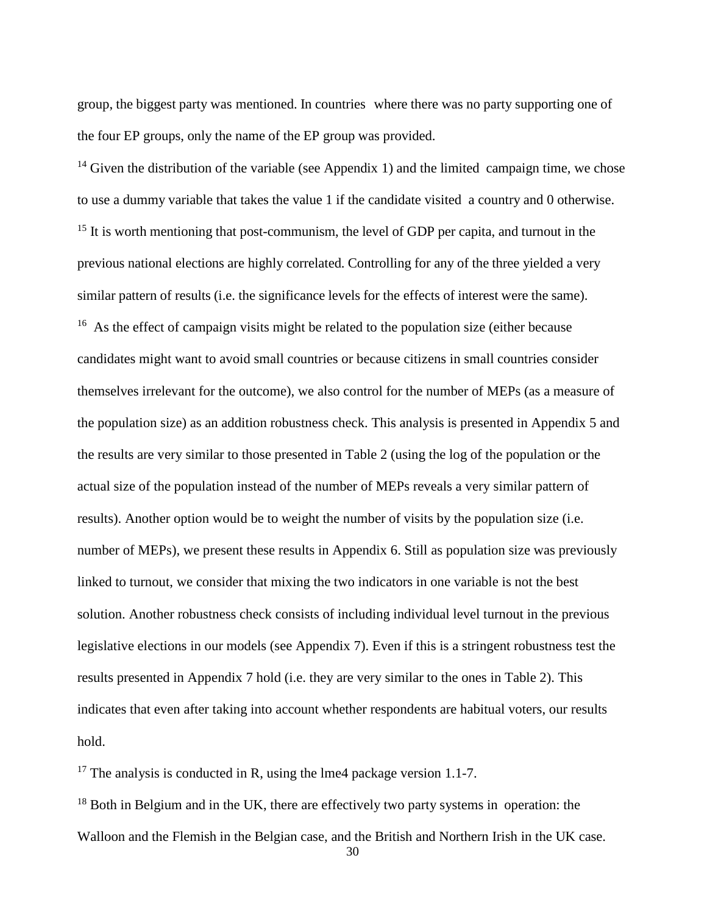group, the biggest party was mentioned. In countries where there was no party supporting one of the four EP groups, only the name of the EP group was provided.

[14] Given the distribution of the variable (see Appendix 1) and the limited campaign time, we chose to use a dummy variable that takes the value 1 if the candidate visited a country and 0 otherwise.

[15] It is worth mentioning that post-communism, the level of GDP per capita, and turnout in the previous national elections are highly correlated. Controlling for any of the three yielded a very similar pattern of results (i.e. the significance levels for the effects of interest were the same).

[16] As the effect of campaign visits might be related to the population size (either because candidates might want to avoid small countries or because citizens in small countries consider themselves irrelevant for the outcome), we also control for the number of MEPs (as a measure of the population size) as an addition robustness check. This analysis is presented in Appendix 5 and the results are very similar to those presented in Table 2 (using the log of the population or the actual size of the population instead of the number of MEPs reveals a very similar pattern of results). Another option would be to weight the number of visits by the population size (i.e. number of MEPs), we present these results in Appendix 6. Still as population size was previously linked to turnout, we consider that mixing the two indicators in one variable is not the best solution. Another robustness check consists of including individual level turnout in the previous legislative elections in our models (see Appendix 7). Even if this is a stringent robustness test the results presented in Appendix 7 hold (i.e. they are very similar to the ones in Table 2). This indicates that even after taking into account whether respondents are habitual voters, our results hold.

[17] The analysis is conducted in R, using the lme4 package version 1.1-7.

[18] Both in Belgium and in the UK, there are effectively two party systems in operation: the Walloon and the Flemish in the Belgian case, and the British and Northern Irish in the UK case.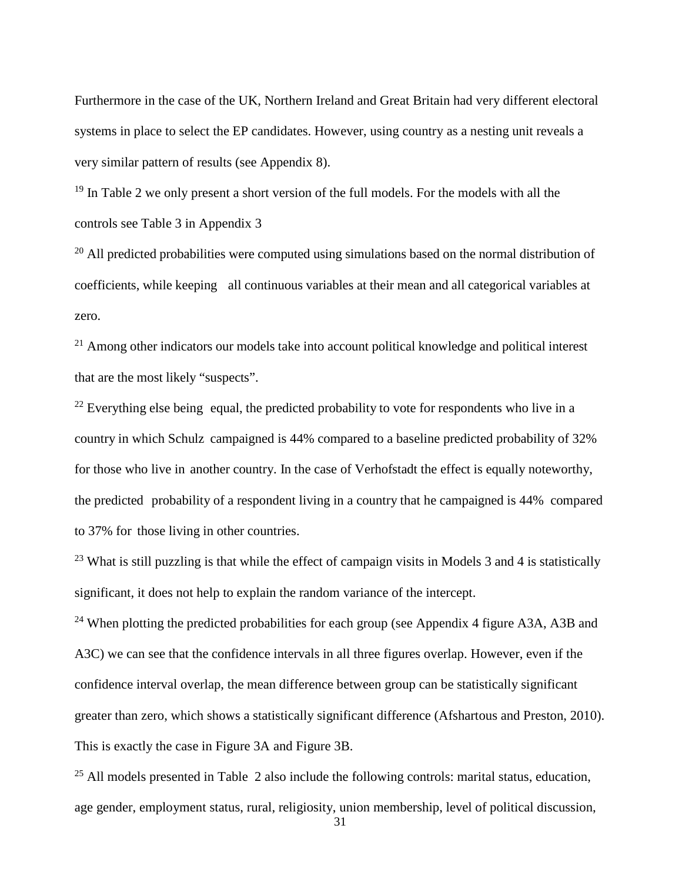Furthermore in the case of the UK, Northern Ireland and Great Britain had very different electoral systems in place to select the EP candidates. However, using country as a nesting unit reveals a very similar pattern of results (see Appendix 8).

[19] In Table 2 we only present a short version of the full models. For the models with all the controls see Table 3 in Appendix 3

[20] All predicted probabilities were computed using simulations based on the normal distribution of coefficients, while keeping all continuous variables at their mean and all categorical variables at zero.

[21] Among other indicators our models take into account political knowledge and political interest that are the most likely "suspects".

[22] Everything else being equal, the predicted probability to vote for respondents who live in a country in which Schulz campaigned is 44% compared to a baseline predicted probability of 32% for those who live in another country. In the case of Verhofstadt the effect is equally noteworthy, the predicted probability of a respondent living in a country that he campaigned is 44% compared to 37% for those living in other countries.

[23] What is still puzzling is that while the effect of campaign visits in Models 3 and 4 is statistically significant, it does not help to explain the random variance of the intercept.

[24] When plotting the predicted probabilities for each group (see Appendix 4 figure A3A, A3B and A3C) we can see that the confidence intervals in all three figures overlap. However, even if the confidence interval overlap, the mean difference between group can be statistically significant greater than zero, which shows a statistically significant difference (Afshartous and Preston, 2010). This is exactly the case in Figure 3A and Figure 3B.

[25] All models presented in Table 2 also include the following controls: marital status, education, age gender, employment status, rural, religiosity, union membership, level of political discussion,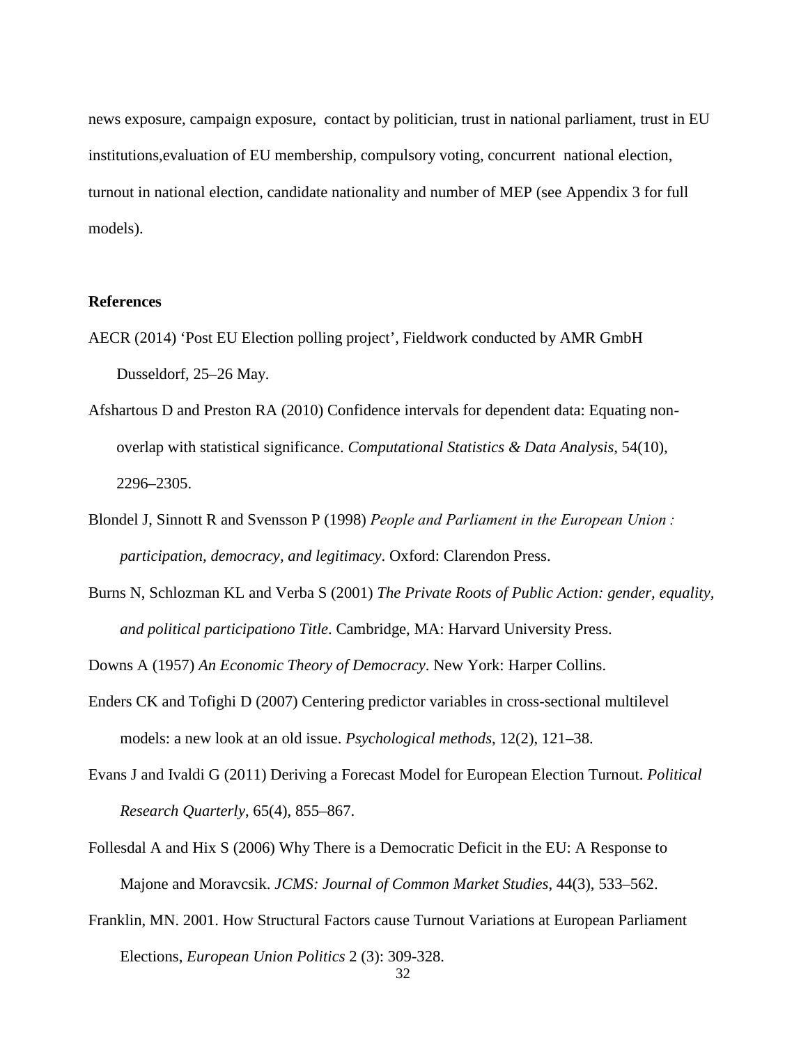news exposure, campaign exposure, contact by politician, trust in national parliament, trust in EU institutions,evaluation of EU membership, compulsory voting, concurrent national election, turnout in national election, candidate nationality and number of MEP (see Appendix 3 for full models).

**References**

AECR (2014) 'Post EU Election polling project', Fieldwork conducted by AMR GmbH Dusseldorf, 25–26 May.

Afshartous D and Preston RA (2010) Confidence intervals for dependent data: Equating non-overlap with statistical significance. *Computational Statistics & Data Analysis*, 54(10), 2296–2305.

Blondel J, Sinnott R and Svensson P (1998) *People and Parliament in the European Union : participation, democracy, and legitimacy*. Oxford: Clarendon Press.

Burns N, Schlozman KL and Verba S (2001) *The Private Roots of Public Action: gender, equality, and political participationo Title*. Cambridge, MA: Harvard University Press.

Downs A (1957) *An Economic Theory of Democracy*. New York: Harper Collins.

Enders CK and Tofighi D (2007) Centering predictor variables in cross-sectional multilevel models: a new look at an old issue. *Psychological methods*, 12(2), 121–38.

Evans J and Ivaldi G (2011) Deriving a Forecast Model for European Election Turnout. *Political Research Quarterly*, 65(4), 855–867.

Follesdal A and Hix S (2006) Why There is a Democratic Deficit in the EU: A Response to Majone and Moravcsik. *JCMS: Journal of Common Market Studies*, 44(3), 533–562.

Franklin, MN. 2001. How Structural Factors cause Turnout Variations at European Parliament Elections, *European Union Politics* 2 (3): 309-328.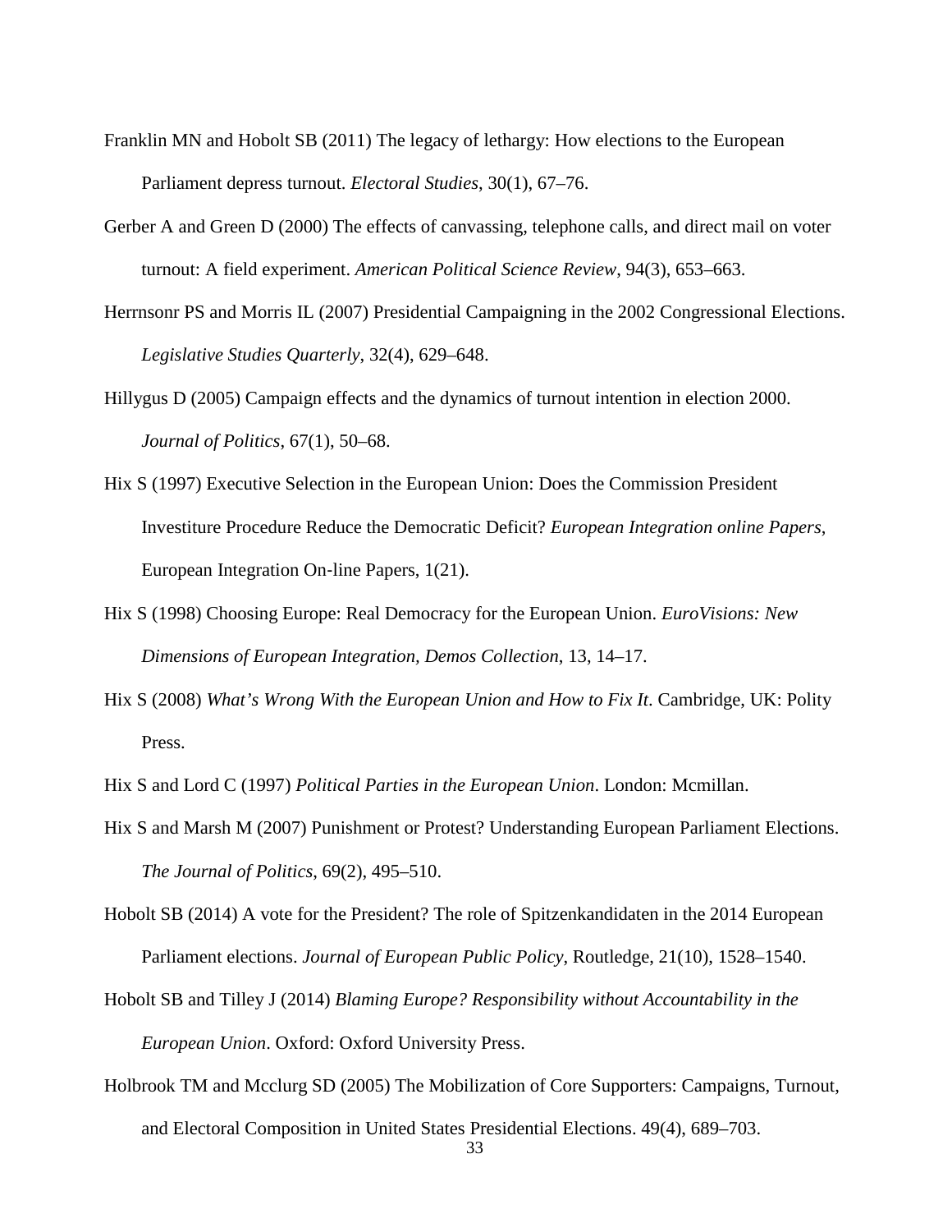Franklin MN and Hobolt SB (2011) The legacy of lethargy: How elections to the European Parliament depress turnout. *Electoral Studies*, 30(1), 67–76.

Gerber A and Green D (2000) The effects of canvassing, telephone calls, and direct mail on voter turnout: A field experiment. *American Political Science Review*, 94(3), 653–663.

Herrnsonr PS and Morris IL (2007) Presidential Campaigning in the 2002 Congressional Elections. *Legislative Studies Quarterly*, 32(4), 629–648.

Hillygus D (2005) Campaign effects and the dynamics of turnout intention in election 2000. *Journal of Politics*, 67(1), 50–68.

Hix S (1997) Executive Selection in the European Union: Does the Commission President Investiture Procedure Reduce the Democratic Deficit? *European Integration online Papers*, European Integration On-line Papers, 1(21).

Hix S (1998) Choosing Europe: Real Democracy for the European Union. *EuroVisions: New Dimensions of European Integration, Demos Collection*, 13, 14–17.

Hix S (2008) *What's Wrong With the European Union and How to Fix It*. Cambridge, UK: Polity Press.

Hix S and Lord C (1997) *Political Parties in the European Union*. London: Mcmillan.

Hix S and Marsh M (2007) Punishment or Protest? Understanding European Parliament Elections. *The Journal of Politics*, 69(2), 495–510.

Hobolt SB (2014) A vote for the President? The role of Spitzenkandidaten in the 2014 European Parliament elections. *Journal of European Public Policy*, Routledge, 21(10), 1528–1540.

Hobolt SB and Tilley J (2014) *Blaming Europe? Responsibility without Accountability in the European Union*. Oxford: Oxford University Press.

Holbrook TM and Mcclurg SD (2005) The Mobilization of Core Supporters: Campaigns, Turnout, and Electoral Composition in United States Presidential Elections. 49(4), 689–703.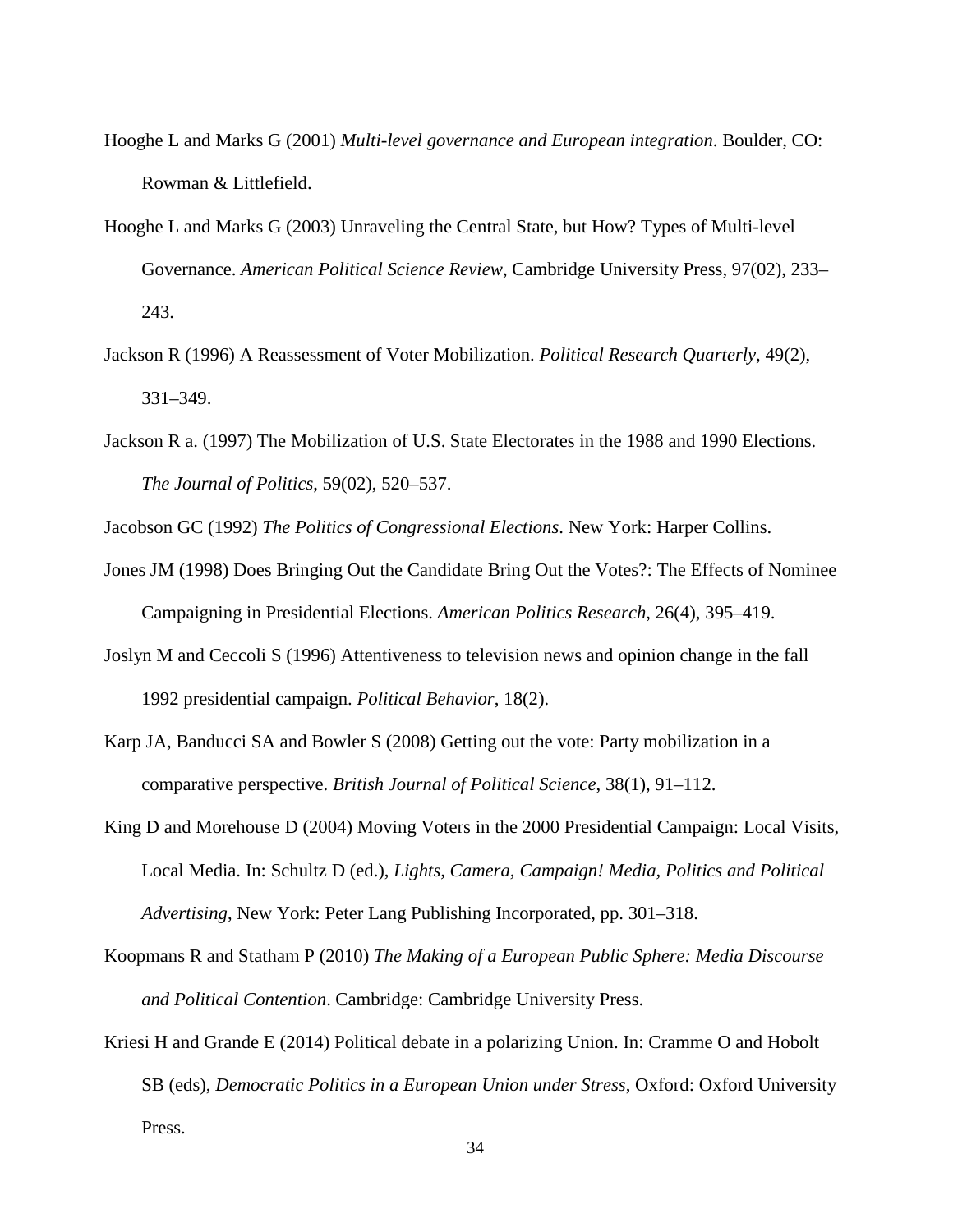Hooghe L and Marks G (2001) *Multi-level governance and European integration*. Boulder, CO: Rowman & Littlefield.

Hooghe L and Marks G (2003) Unraveling the Central State, but How? Types of Multi-level Governance. *American Political Science Review*, Cambridge University Press, 97(02), 233–243.

Jackson R (1996) A Reassessment of Voter Mobilization. *Political Research Quarterly*, 49(2), 331–349.

Jackson R a. (1997) The Mobilization of U.S. State Electorates in the 1988 and 1990 Elections. *The Journal of Politics*, 59(02), 520–537.

Jacobson GC (1992) *The Politics of Congressional Elections*. New York: Harper Collins.

Jones JM (1998) Does Bringing Out the Candidate Bring Out the Votes?: The Effects of Nominee Campaigning in Presidential Elections. *American Politics Research*, 26(4), 395–419.

Joslyn M and Ceccoli S (1996) Attentiveness to television news and opinion change in the fall 1992 presidential campaign. *Political Behavior*, 18(2).

Karp JA, Banducci SA and Bowler S (2008) Getting out the vote: Party mobilization in a comparative perspective. *British Journal of Political Science*, 38(1), 91–112.

King D and Morehouse D (2004) Moving Voters in the 2000 Presidential Campaign: Local Visits, Local Media. In: Schultz D (ed.), *Lights, Camera, Campaign! Media, Politics and Political Advertising*, New York: Peter Lang Publishing Incorporated, pp. 301–318.

Koopmans R and Statham P (2010) *The Making of a European Public Sphere: Media Discourse and Political Contention*. Cambridge: Cambridge University Press.

Kriesi H and Grande E (2014) Political debate in a polarizing Union. In: Cramme O and Hobolt SB (eds), *Democratic Politics in a European Union under Stress*, Oxford: Oxford University Press.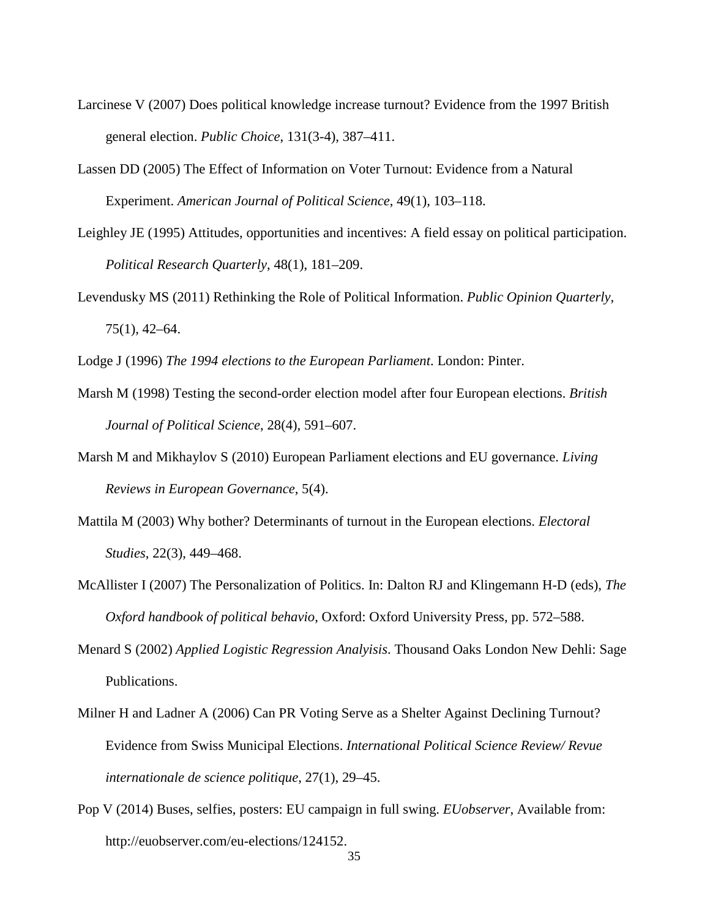Larcinese V (2007) Does political knowledge increase turnout? Evidence from the 1997 British general election. *Public Choice*, 131(3-4), 387–411.

Lassen DD (2005) The Effect of Information on Voter Turnout: Evidence from a Natural Experiment. *American Journal of Political Science*, 49(1), 103–118.

Leighley JE (1995) Attitudes, opportunities and incentives: A field essay on political participation. *Political Research Quarterly*, 48(1), 181–209.

Levendusky MS (2011) Rethinking the Role of Political Information. *Public Opinion Quarterly*, 75(1), 42–64.

Lodge J (1996) *The 1994 elections to the European Parliament*. London: Pinter.

Marsh M (1998) Testing the second-order election model after four European elections. *British Journal of Political Science*, 28(4), 591–607.

Marsh M and Mikhaylov S (2010) European Parliament elections and EU governance. *Living Reviews in European Governance*, 5(4).

Mattila M (2003) Why bother? Determinants of turnout in the European elections. *Electoral Studies*, 22(3), 449–468.

McAllister I (2007) The Personalization of Politics. In: Dalton RJ and Klingemann H-D (eds), *The Oxford handbook of political behavio*, Oxford: Oxford University Press, pp. 572–588.

Menard S (2002) *Applied Logistic Regression Analyisis*. Thousand Oaks London New Dehli: Sage Publications.

Milner H and Ladner A (2006) Can PR Voting Serve as a Shelter Against Declining Turnout? Evidence from Swiss Municipal Elections. *International Political Science Review/ Revue internationale de science politique*, 27(1), 29–45.

Pop V (2014) Buses, selfies, posters: EU campaign in full swing. *EUobserver*, Available from: http://euobserver.com/eu-elections/124152.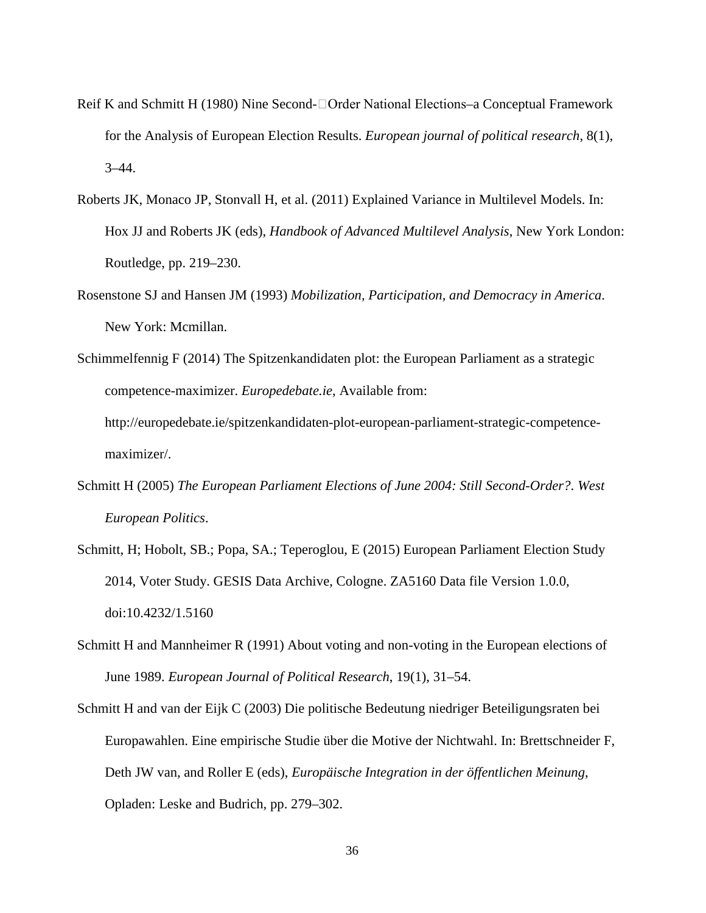Reif K and Schmitt H (1980) Nine Second-Order National Elections–a Conceptual Framework for the Analysis of European Election Results. *European journal of political research*, 8(1), 3–44.

Roberts JK, Monaco JP, Stonvall H, et al. (2011) Explained Variance in Multilevel Models. In: Hox JJ and Roberts JK (eds), *Handbook of Advanced Multilevel Analysis*, New York London: Routledge, pp. 219–230.

Rosenstone SJ and Hansen JM (1993) *Mobilization, Participation, and Democracy in America*. New York: Mcmillan.

Schimmelfennig F (2014) The Spitzenkandidaten plot: the European Parliament as a strategic competence-maximizer. *Europedebate.ie*, Available from: http://europedebate.ie/spitzenkandidaten-plot-european-parliament-strategic-competence-maximizer/.

Schmitt H (2005) *The European Parliament Elections of June 2004: Still Second-Order?. West European Politics*.

Schmitt, H; Hobolt, SB.; Popa, SA.; Teperoglou, E (2015) European Parliament Election Study 2014, Voter Study. GESIS Data Archive, Cologne. ZA5160 Data file Version 1.0.0, doi:10.4232/1.5160

Schmitt H and Mannheimer R (1991) About voting and non-voting in the European elections of June 1989. *European Journal of Political Research*, 19(1), 31–54.

Schmitt H and van der Eijk C (2003) Die politische Bedeutung niedriger Beteiligungsraten bei Europawahlen. Eine empirische Studie über die Motive der Nichtwahl. In: Brettschneider F, Deth JW van, and Roller E (eds), *Europäische Integration in der öffentlichen Meinung*, Opladen: Leske and Budrich, pp. 279–302.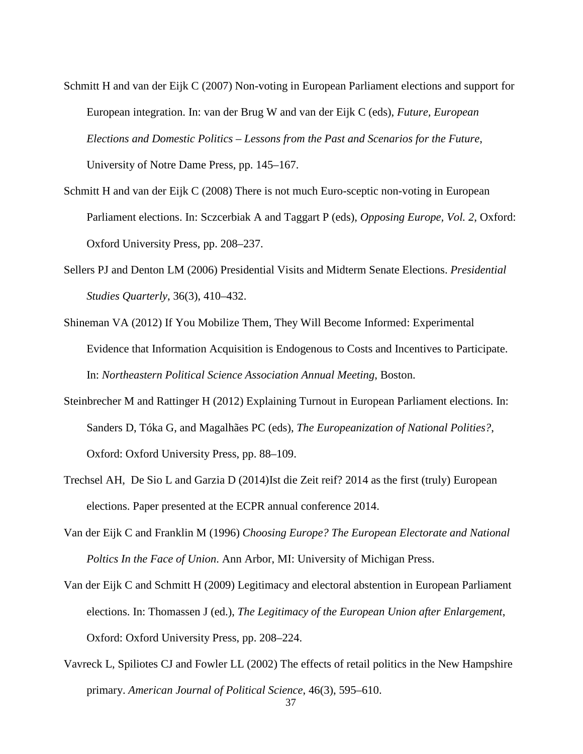Schmitt H and van der Eijk C (2007) Non-voting in European Parliament elections and support for European integration. In: van der Brug W and van der Eijk C (eds), *Future, European Elections and Domestic Politics – Lessons from the Past and Scenarios for the Future*, University of Notre Dame Press, pp. 145–167.

Schmitt H and van der Eijk C (2008) There is not much Euro-sceptic non-voting in European Parliament elections. In: Sczcerbiak A and Taggart P (eds), *Opposing Europe, Vol. 2,* Oxford: Oxford University Press, pp. 208–237.

Sellers PJ and Denton LM (2006) Presidential Visits and Midterm Senate Elections. *Presidential Studies Quarterly*, 36(3), 410–432.

Shineman VA (2012) If You Mobilize Them, They Will Become Informed: Experimental Evidence that Information Acquisition is Endogenous to Costs and Incentives to Participate. In: *Northeastern Political Science Association Annual Meeting*, Boston.

Steinbrecher M and Rattinger H (2012) Explaining Turnout in European Parliament elections. In: Sanders D, Tóka G, and Magalhães PC (eds), *The Europeanization of National Polities?*, Oxford: Oxford University Press, pp. 88–109.

Trechsel AH, De Sio L and Garzia D (2014)Ist die Zeit reif? 2014 as the first (truly) European elections. Paper presented at the ECPR annual conference 2014.

Van der Eijk C and Franklin M (1996) *Choosing Europe? The European Electorate and National Poltics In the Face of Union*. Ann Arbor, MI: University of Michigan Press.

Van der Eijk C and Schmitt H (2009) Legitimacy and electoral abstention in European Parliament elections. In: Thomassen J (ed.), *The Legitimacy of the European Union after Enlargement*, Oxford: Oxford University Press, pp. 208–224.

Vavreck L, Spiliotes CJ and Fowler LL (2002) The effects of retail politics in the New Hampshire primary. *American Journal of Political Science*, 46(3), 595–610.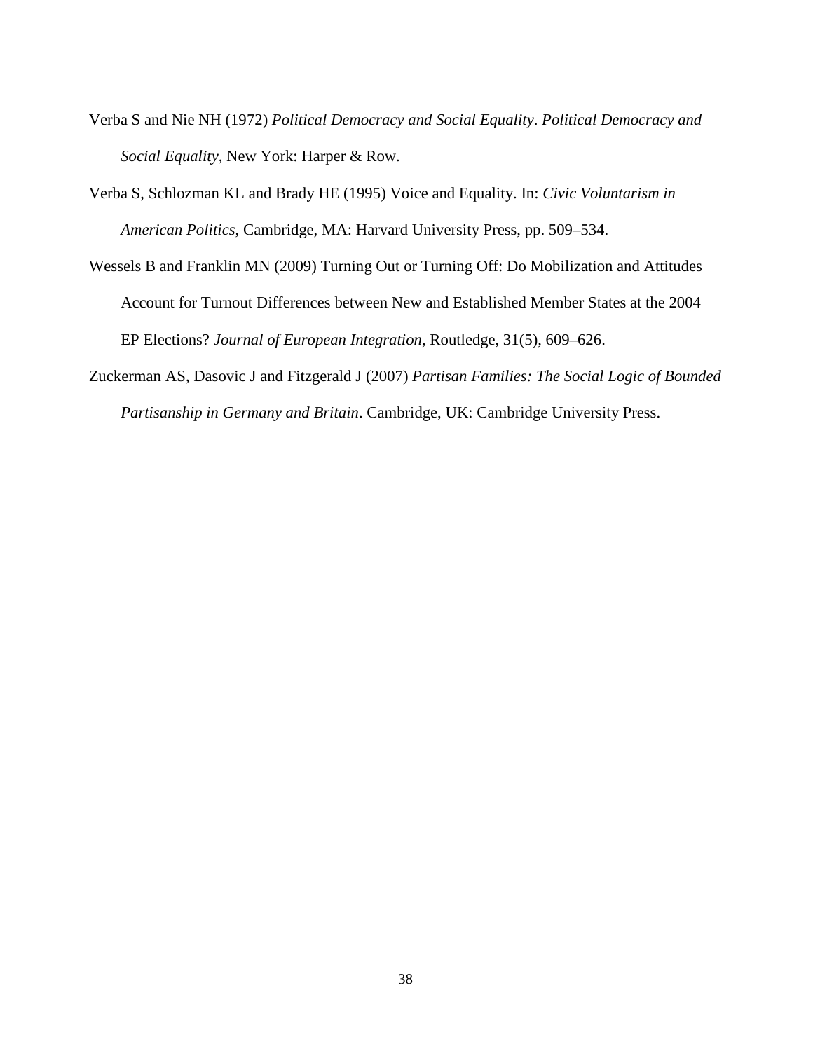Verba S and Nie NH (1972) *Political Democracy and Social Equality*. *Political Democracy and Social Equality*, New York: Harper & Row.

Verba S, Schlozman KL and Brady HE (1995) Voice and Equality. In: *Civic Voluntarism in American Politics*, Cambridge, MA: Harvard University Press, pp. 509–534.

Wessels B and Franklin MN (2009) Turning Out or Turning Off: Do Mobilization and Attitudes Account for Turnout Differences between New and Established Member States at the 2004 EP Elections? *Journal of European Integration*, Routledge, 31(5), 609–626.

Zuckerman AS, Dasovic J and Fitzgerald J (2007) *Partisan Families: The Social Logic of Bounded Partisanship in Germany and Britain*. Cambridge, UK: Cambridge University Press.